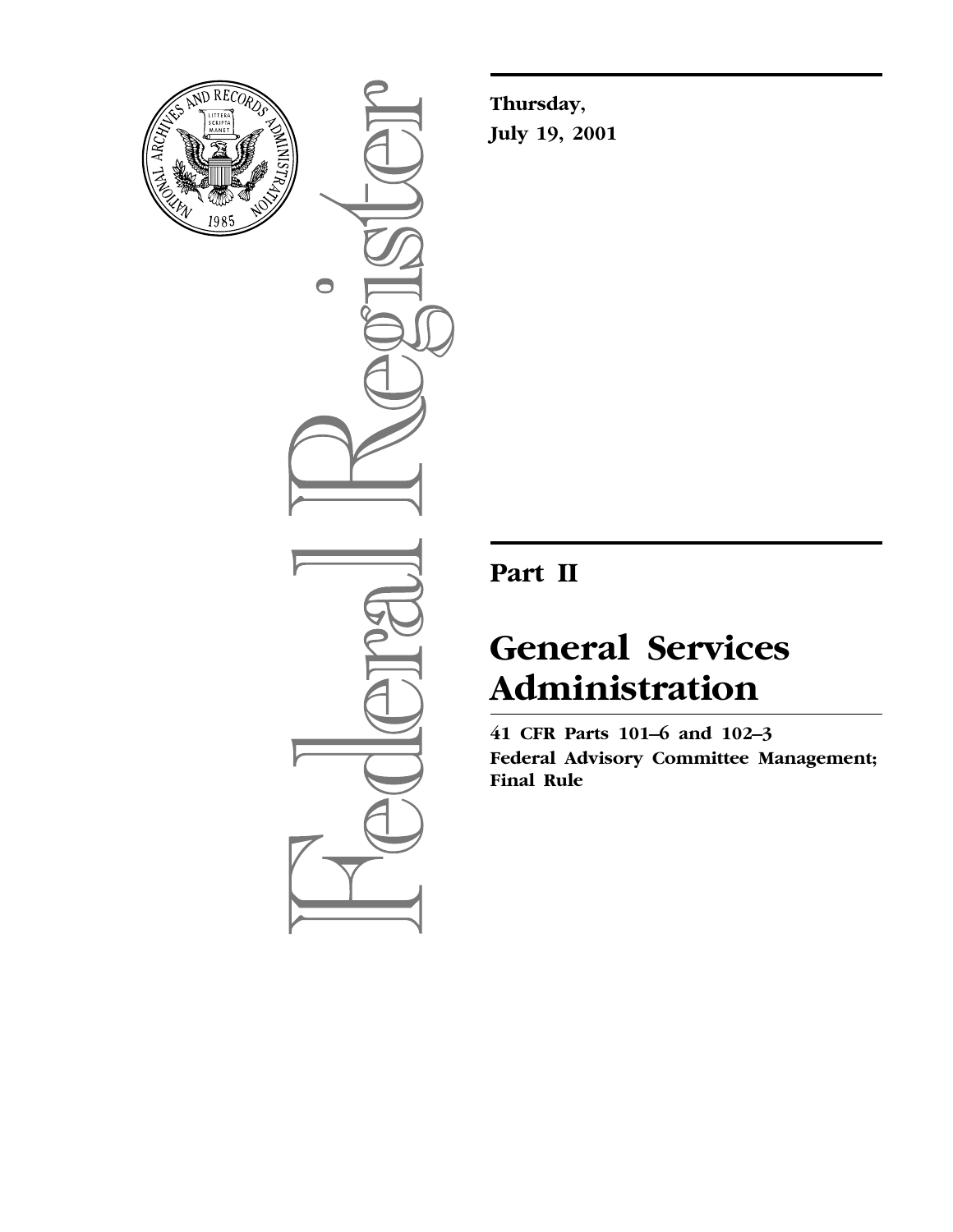**Thursday,**
**July 19, 2001**

## Part II

# General Services Administration

**41 CFR Parts 101–6 and 102–3**
**Federal Advisory Committee Management; Final Rule**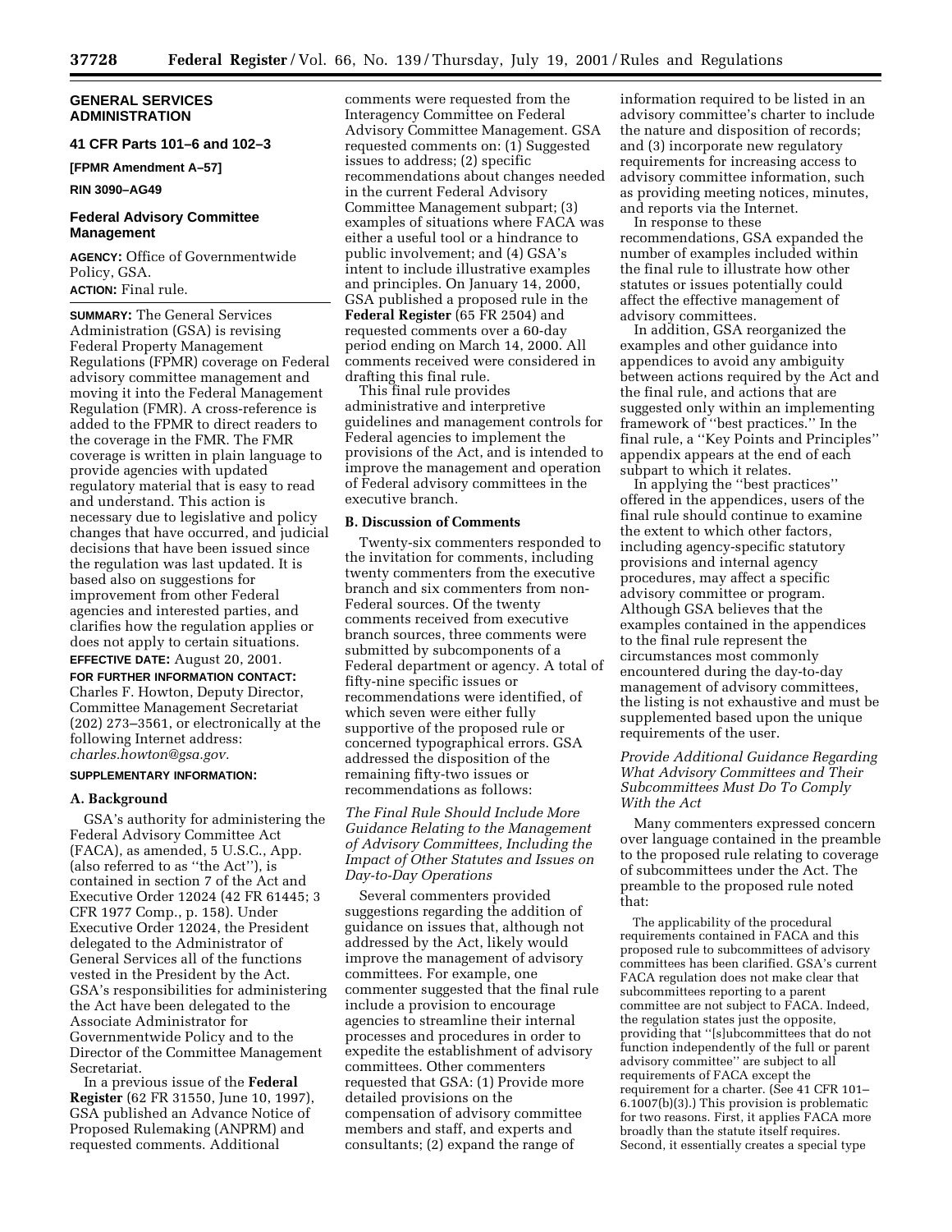**GENERAL SERVICES ADMINISTRATION**

**41 CFR Parts 101–6 and 102–3**

**[FPMR Amendment A–57]**

**RIN 3090–AG49**

## Federal Advisory Committee Management

**AGENCY:** Office of Governmentwide Policy, GSA.

**ACTION:** Final rule.

**SUMMARY:** The General Services Administration (GSA) is revising Federal Property Management Regulations (FPMR) coverage on Federal advisory committee management and moving it into the Federal Management Regulation (FMR). A cross-reference is added to the FPMR to direct readers to the coverage in the FMR. The FMR coverage is written in plain language to provide agencies with updated regulatory material that is easy to read and understand. This action is necessary due to legislative and policy changes that have occurred, and judicial decisions that have been issued since the regulation was last updated. It is based also on suggestions for improvement from other Federal agencies and interested parties, and clarifies how the regulation applies or does not apply to certain situations.

**EFFECTIVE DATE:** August 20, 2001.

**FOR FURTHER INFORMATION CONTACT:** Charles F. Howton, Deputy Director, Committee Management Secretariat (202) 273–3561, or electronically at the following Internet address: *charles.howton@gsa.gov.*

**SUPPLEMENTARY INFORMATION:**

### A. Background

GSA's authority for administering the Federal Advisory Committee Act (FACA), as amended, 5 U.S.C., App. (also referred to as ''the Act''), is contained in section 7 of the Act and Executive Order 12024 (42 FR 61445; 3 CFR 1977 Comp., p. 158). Under Executive Order 12024, the President delegated to the Administrator of General Services all of the functions vested in the President by the Act. GSA's responsibilities for administering the Act have been delegated to the Associate Administrator for Governmentwide Policy and to the Director of the Committee Management Secretariat.

In a previous issue of the **Federal Register** (62 FR 31550, June 10, 1997), GSA published an Advance Notice of Proposed Rulemaking (ANPRM) and requested comments. Additional comments were requested from the Interagency Committee on Federal Advisory Committee Management. GSA requested comments on: (1) Suggested issues to address; (2) specific recommendations about changes needed in the current Federal Advisory Committee Management subpart; (3) examples of situations where FACA was either a useful tool or a hindrance to public involvement; and (4) GSA's intent to include illustrative examples and principles. On January 14, 2000, GSA published a proposed rule in the **Federal Register** (65 FR 2504) and requested comments over a 60-day period ending on March 14, 2000. All comments received were considered in drafting this final rule.

This final rule provides administrative and interpretive guidelines and management controls for Federal agencies to implement the provisions of the Act, and is intended to improve the management and operation of Federal advisory committees in the executive branch.

### B. Discussion of Comments

Twenty-six commenters responded to the invitation for comments, including twenty commenters from the executive branch and six commenters from non-Federal sources. Of the twenty comments received from executive branch sources, three comments were submitted by subcomponents of a Federal department or agency. A total of fifty-nine specific issues or recommendations were identified, of which seven were either fully supportive of the proposed rule or concerned typographical errors. GSA addressed the disposition of the remaining fifty-two issues or recommendations as follows:

*The Final Rule Should Include More Guidance Relating to the Management of Advisory Committees, Including the Impact of Other Statutes and Issues on Day-to-Day Operations*

Several commenters provided suggestions regarding the addition of guidance on issues that, although not addressed by the Act, likely would improve the management of advisory committees. For example, one commenter suggested that the final rule include a provision to encourage agencies to streamline their internal processes and procedures in order to expedite the establishment of advisory committees. Other commenters requested that GSA: (1) Provide more detailed provisions on the compensation of advisory committee members and staff, and experts and consultants; (2) expand the range of information required to be listed in an advisory committee's charter to include the nature and disposition of records; and (3) incorporate new regulatory requirements for increasing access to advisory committee information, such as providing meeting notices, minutes, and reports via the Internet.

In response to these recommendations, GSA expanded the number of examples included within the final rule to illustrate how other statutes or issues potentially could affect the effective management of advisory committees.

In addition, GSA reorganized the examples and other guidance into appendices to avoid any ambiguity between actions required by the Act and the final rule, and actions that are suggested only within an implementing framework of ''best practices.'' In the final rule, a ''Key Points and Principles'' appendix appears at the end of each subpart to which it relates.

In applying the ''best practices'' offered in the appendices, users of the final rule should continue to examine the extent to which other factors, including agency-specific statutory provisions and internal agency procedures, may affect a specific advisory committee or program. Although GSA believes that the examples contained in the appendices to the final rule represent the circumstances most commonly encountered during the day-to-day management of advisory committees, the listing is not exhaustive and must be supplemented based upon the unique requirements of the user.

*Provide Additional Guidance Regarding What Advisory Committees and Their Subcommittees Must Do To Comply With the Act*

Many commenters expressed concern over language contained in the preamble to the proposed rule relating to coverage of subcommittees under the Act. The preamble to the proposed rule noted that:

> The applicability of the procedural requirements contained in FACA and this proposed rule to subcommittees of advisory committees has been clarified. GSA's current FACA regulation does not make clear that subcommittees reporting to a parent committee are not subject to FACA. Indeed, the regulation states just the opposite, providing that ''[s]ubcommittees that do not function independently of the full or parent advisory committee'' are subject to all requirements of FACA except the requirement for a charter. (See 41 CFR 101–6.1007(b)(3).) This provision is problematic for two reasons. First, it applies FACA more broadly than the statute itself requires. Second, it essentially creates a special type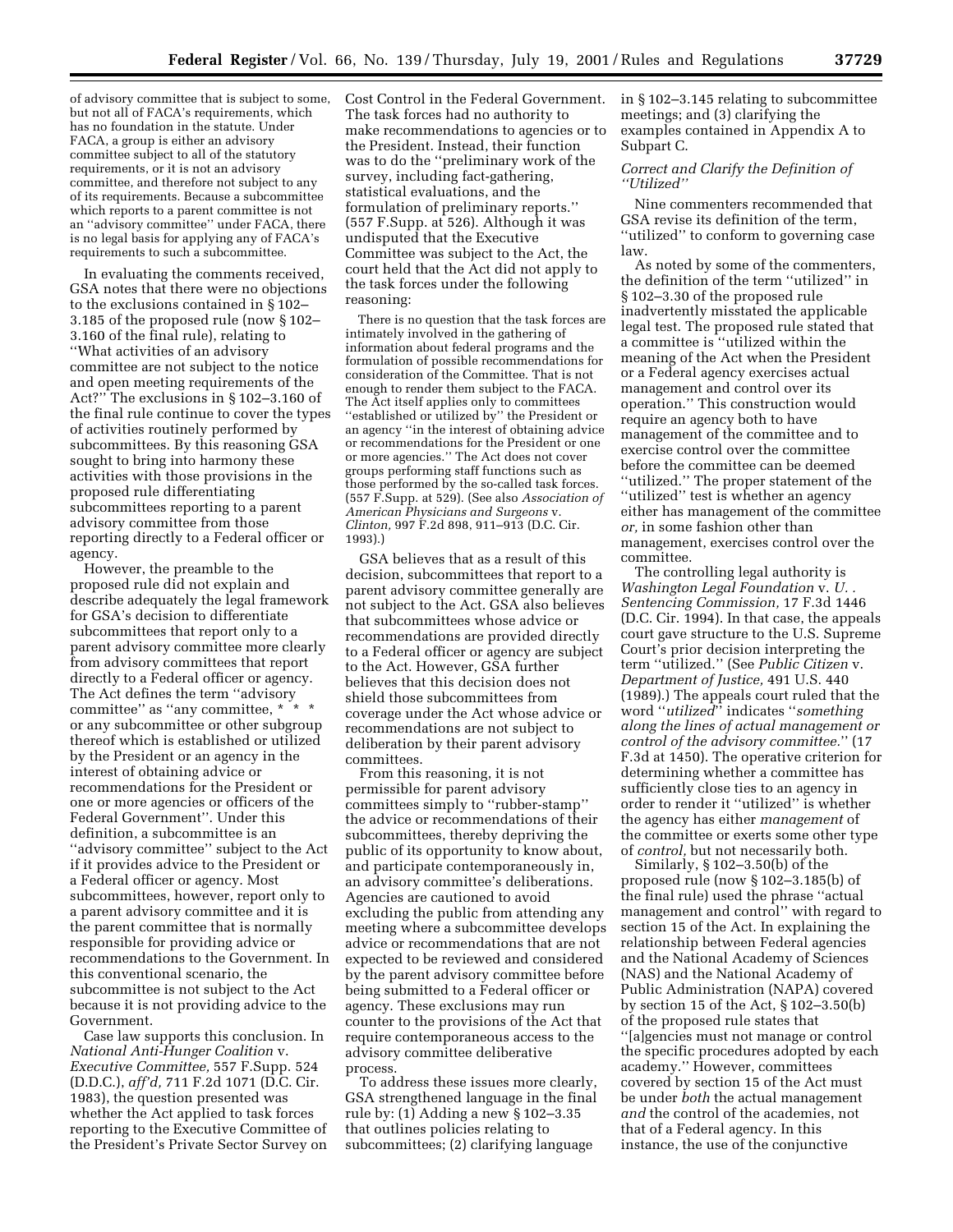of advisory committee that is subject to some, but not all of FACA's requirements, which has no foundation in the statute. Under FACA, a group is either an advisory committee subject to all of the statutory requirements, or it is not an advisory committee, and therefore not subject to any of its requirements. Because a subcommittee which reports to a parent committee is not an ''advisory committee'' under FACA, there is no legal basis for applying any of FACA's requirements to such a subcommittee.

In evaluating the comments received, GSA notes that there were no objections to the exclusions contained in § 102–3.185 of the proposed rule (now § 102–3.160 of the final rule), relating to ''What activities of an advisory committee are not subject to the notice and open meeting requirements of the Act?'' The exclusions in § 102–3.160 of the final rule continue to cover the types of activities routinely performed by subcommittees. By this reasoning GSA sought to bring into harmony these activities with those provisions in the proposed rule differentiating subcommittees reporting to a parent advisory committee from those reporting directly to a Federal officer or agency.

However, the preamble to the proposed rule did not explain and describe adequately the legal framework for GSA's decision to differentiate subcommittees that report only to a parent advisory committee more clearly from advisory committees that report directly to a Federal officer or agency. The Act defines the term ''advisory committee'' as ''any committee, * * * or any subcommittee or other subgroup thereof which is established or utilized by the President or an agency in the interest of obtaining advice or recommendations for the President or one or more agencies or officers of the Federal Government''. Under this definition, a subcommittee is an ''advisory committee'' subject to the Act if it provides advice to the President or a Federal officer or agency. Most subcommittees, however, report only to a parent advisory committee and it is the parent committee that is normally responsible for providing advice or recommendations to the Government. In this conventional scenario, the subcommittee is not subject to the Act because it is not providing advice to the Government.

Case law supports this conclusion. In *National Anti-Hunger Coalition* v. *Executive Committee,* 557 F.Supp. 524 (D.D.C.), *aff'd,* 711 F.2d 1071 (D.C. Cir. 1983), the question presented was whether the Act applied to task forces reporting to the Executive Committee of the President's Private Sector Survey on Cost Control in the Federal Government. The task forces had no authority to make recommendations to agencies or to the President. Instead, their function was to do the ''preliminary work of the survey, including fact-gathering, statistical evaluations, and the formulation of preliminary reports.'' (557 F.Supp. at 526). Although it was undisputed that the Executive Committee was subject to the Act, the court held that the Act did not apply to the task forces under the following reasoning:

> There is no question that the task forces are intimately involved in the gathering of information about federal programs and the formulation of possible recommendations for consideration of the Committee. That is not enough to render them subject to the FACA. The Act itself applies only to committees ''established or utilized by'' the President or an agency ''in the interest of obtaining advice or recommendations for the President or one or more agencies.'' The Act does not cover groups performing staff functions such as those performed by the so-called task forces. (557 F.Supp. at 529). (See also *Association of American Physicians and Surgeons* v. *Clinton,* 997 F.2d 898, 911–913 (D.C. Cir. 1993).)

GSA believes that as a result of this decision, subcommittees that report to a parent advisory committee generally are not subject to the Act. GSA also believes that subcommittees whose advice or recommendations are provided directly to a Federal officer or agency are subject to the Act. However, GSA further believes that this decision does not shield those subcommittees from coverage under the Act whose advice or recommendations are not subject to deliberation by their parent advisory committees.

From this reasoning, it is not permissible for parent advisory committees simply to ''rubber-stamp'' the advice or recommendations of their subcommittees, thereby depriving the public of its opportunity to know about, and participate contemporaneously in, an advisory committee's deliberations. Agencies are cautioned to avoid excluding the public from attending any meeting where a subcommittee develops advice or recommendations that are not expected to be reviewed and considered by the parent advisory committee before being submitted to a Federal officer or agency. These exclusions may run counter to the provisions of the Act that require contemporaneous access to the advisory committee deliberative process.

To address these issues more clearly, GSA strengthened language in the final rule by: (1) Adding a new § 102–3.35 that outlines policies relating to subcommittees; (2) clarifying language in § 102–3.145 relating to subcommittee meetings; and (3) clarifying the examples contained in Appendix A to Subpart C.

*Correct and Clarify the Definition of ''Utilized''*

Nine commenters recommended that GSA revise its definition of the term, ''utilized'' to conform to governing case law.

As noted by some of the commenters, the definition of the term ''utilized'' in § 102–3.30 of the proposed rule inadvertently misstated the applicable legal test. The proposed rule stated that a committee is ''utilized within the meaning of the Act when the President or a Federal agency exercises actual management and control over its operation.'' This construction would require an agency both to have management of the committee and to exercise control over the committee before the committee can be deemed ''utilized.'' The proper statement of the ''utilized'' test is whether an agency either has management of the committee *or,* in some fashion other than management, exercises control over the committee.

The controlling legal authority is *Washington Legal Foundation* v. *U. . Sentencing Commission,* 17 F.3d 1446 (D.C. Cir. 1994). In that case, the appeals court gave structure to the U.S. Supreme Court's prior decision interpreting the term ''utilized.'' (See *Public Citizen* v. *Department of Justice,* 491 U.S. 440 (1989).) The appeals court ruled that the word ''*utilized*'' indicates ''*something along the lines of actual management or control of the advisory committee.*'' (17 F.3d at 1450). The operative criterion for determining whether a committee has sufficiently close ties to an agency in order to render it ''utilized'' is whether the agency has either *management* of the committee or exerts some other type of *control,* but not necessarily both.

Similarly, § 102–3.50(b) of the proposed rule (now § 102–3.185(b) of the final rule) used the phrase ''actual management and control'' with regard to section 15 of the Act. In explaining the relationship between Federal agencies and the National Academy of Sciences (NAS) and the National Academy of Public Administration (NAPA) covered by section 15 of the Act, § 102–3.50(b) of the proposed rule states that ''[a]gencies must not manage or control the specific procedures adopted by each academy.'' However, committees covered by section 15 of the Act must be under *both* the actual management *and* the control of the academies, not that of a Federal agency. In this instance, the use of the conjunctive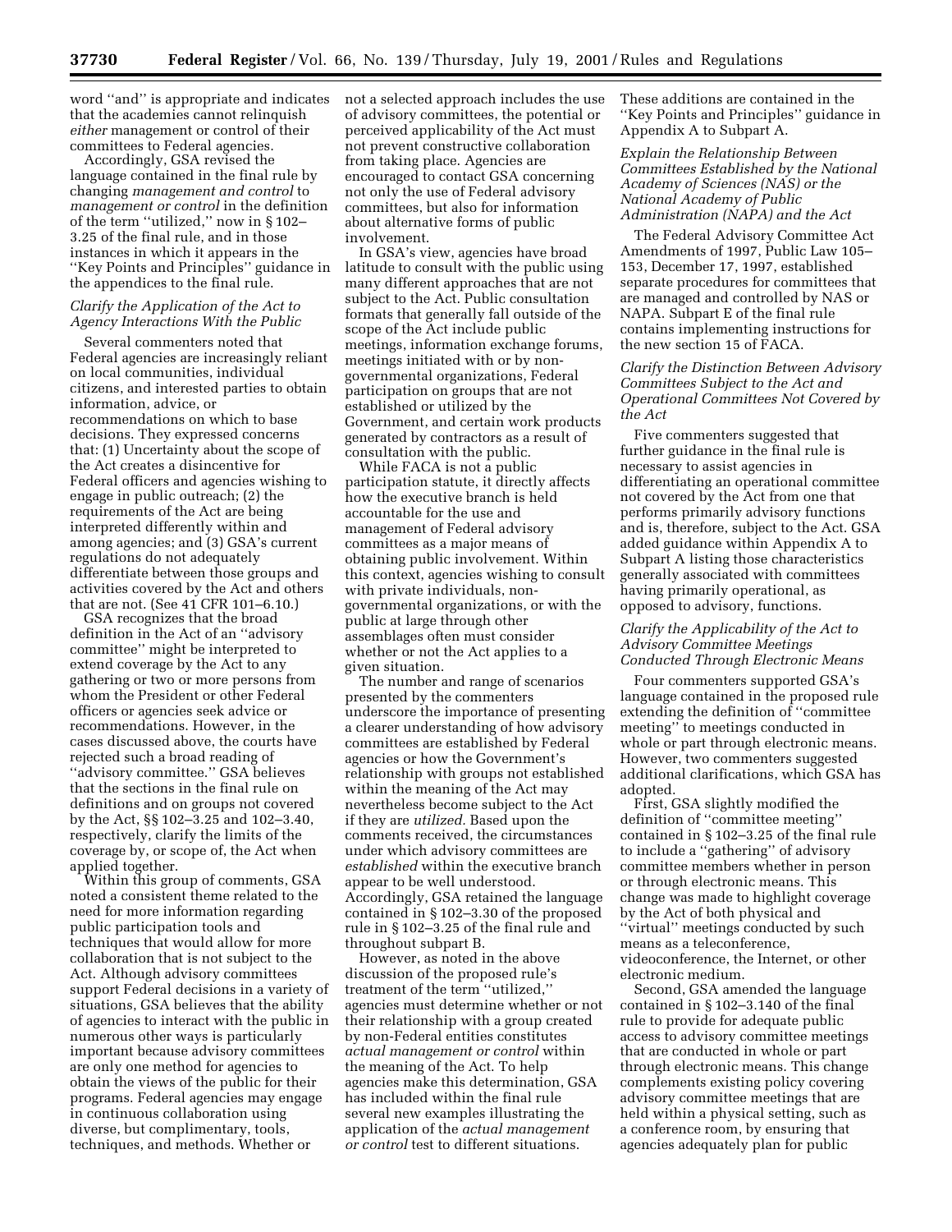word "and" is appropriate and indicates that the academies cannot relinquish *either* management or control of their committees to Federal agencies.

Accordingly, GSA revised the language contained in the final rule by changing *management and control* to *management or control* in the definition of the term "utilized," now in § 102–3.25 of the final rule, and in those instances in which it appears in the "Key Points and Principles" guidance in the appendices to the final rule.

*Clarify the Application of the Act to Agency Interactions With the Public*

Several commenters noted that Federal agencies are increasingly reliant on local communities, individual citizens, and interested parties to obtain information, advice, or recommendations on which to base decisions. They expressed concerns that: (1) Uncertainty about the scope of the Act creates a disincentive for Federal officers and agencies wishing to engage in public outreach; (2) the requirements of the Act are being interpreted differently within and among agencies; and (3) GSA's current regulations do not adequately differentiate between those groups and activities covered by the Act and others that are not. (See 41 CFR 101–6.10.)

GSA recognizes that the broad definition in the Act of an "advisory committee" might be interpreted to extend coverage by the Act to any gathering or two or more persons from whom the President or other Federal officers or agencies seek advice or recommendations. However, in the cases discussed above, the courts have rejected such a broad reading of "advisory committee." GSA believes that the sections in the final rule on definitions and on groups not covered by the Act, §§ 102–3.25 and 102–3.40, respectively, clarify the limits of the coverage by, or scope of, the Act when applied together.

Within this group of comments, GSA noted a consistent theme related to the need for more information regarding public participation tools and techniques that would allow for more collaboration that is not subject to the Act. Although advisory committees support Federal decisions in a variety of situations, GSA believes that the ability of agencies to interact with the public in numerous other ways is particularly important because advisory committees are only one method for agencies to obtain the views of the public for their programs. Federal agencies may engage in continuous collaboration using diverse, but complimentary, tools, techniques, and methods. Whether or not a selected approach includes the use of advisory committees, the potential or perceived applicability of the Act must not prevent constructive collaboration from taking place. Agencies are encouraged to contact GSA concerning not only the use of Federal advisory committees, but also for information about alternative forms of public involvement.

In GSA's view, agencies have broad latitude to consult with the public using many different approaches that are not subject to the Act. Public consultation formats that generally fall outside of the scope of the Act include public meetings, information exchange forums, meetings initiated with or by non-governmental organizations, Federal participation on groups that are not established or utilized by the Government, and certain work products generated by contractors as a result of consultation with the public.

While FACA is not a public participation statute, it directly affects how the executive branch is held accountable for the use and management of Federal advisory committees as a major means of obtaining public involvement. Within this context, agencies wishing to consult with private individuals, non-governmental organizations, or with the public at large through other assemblages often must consider whether or not the Act applies to a given situation.

The number and range of scenarios presented by the commenters underscore the importance of presenting a clearer understanding of how advisory committees are established by Federal agencies or how the Government's relationship with groups not established within the meaning of the Act may nevertheless become subject to the Act if they are *utilized.* Based upon the comments received, the circumstances under which advisory committees are *established* within the executive branch appear to be well understood. Accordingly, GSA retained the language contained in § 102–3.30 of the proposed rule in § 102–3.25 of the final rule and throughout subpart B.

However, as noted in the above discussion of the proposed rule's treatment of the term "utilized," agencies must determine whether or not their relationship with a group created by non-Federal entities constitutes *actual management or control* within the meaning of the Act. To help agencies make this determination, GSA has included within the final rule several new examples illustrating the application of the *actual management or control* test to different situations. These additions are contained in the "Key Points and Principles" guidance in Appendix A to Subpart A.

*Explain the Relationship Between Committees Established by the National Academy of Sciences (NAS) or the National Academy of Public Administration (NAPA) and the Act*

The Federal Advisory Committee Act Amendments of 1997, Public Law 105–153, December 17, 1997, established separate procedures for committees that are managed and controlled by NAS or NAPA. Subpart E of the final rule contains implementing instructions for the new section 15 of FACA.

*Clarify the Distinction Between Advisory Committees Subject to the Act and Operational Committees Not Covered by the Act*

Five commenters suggested that further guidance in the final rule is necessary to assist agencies in differentiating an operational committee not covered by the Act from one that performs primarily advisory functions and is, therefore, subject to the Act. GSA added guidance within Appendix A to Subpart A listing those characteristics generally associated with committees having primarily operational, as opposed to advisory, functions.

*Clarify the Applicability of the Act to Advisory Committee Meetings Conducted Through Electronic Means*

Four commenters supported GSA's language contained in the proposed rule extending the definition of "committee meeting" to meetings conducted in whole or part through electronic means. However, two commenters suggested additional clarifications, which GSA has adopted.

First, GSA slightly modified the definition of "committee meeting" contained in § 102–3.25 of the final rule to include a "gathering" of advisory committee members whether in person or through electronic means. This change was made to highlight coverage by the Act of both physical and "virtual" meetings conducted by such means as a teleconference, videoconference, the Internet, or other electronic medium.

Second, GSA amended the language contained in § 102–3.140 of the final rule to provide for adequate public access to advisory committee meetings that are conducted in whole or part through electronic means. This change complements existing policy covering advisory committee meetings that are held within a physical setting, such as a conference room, by ensuring that agencies adequately plan for public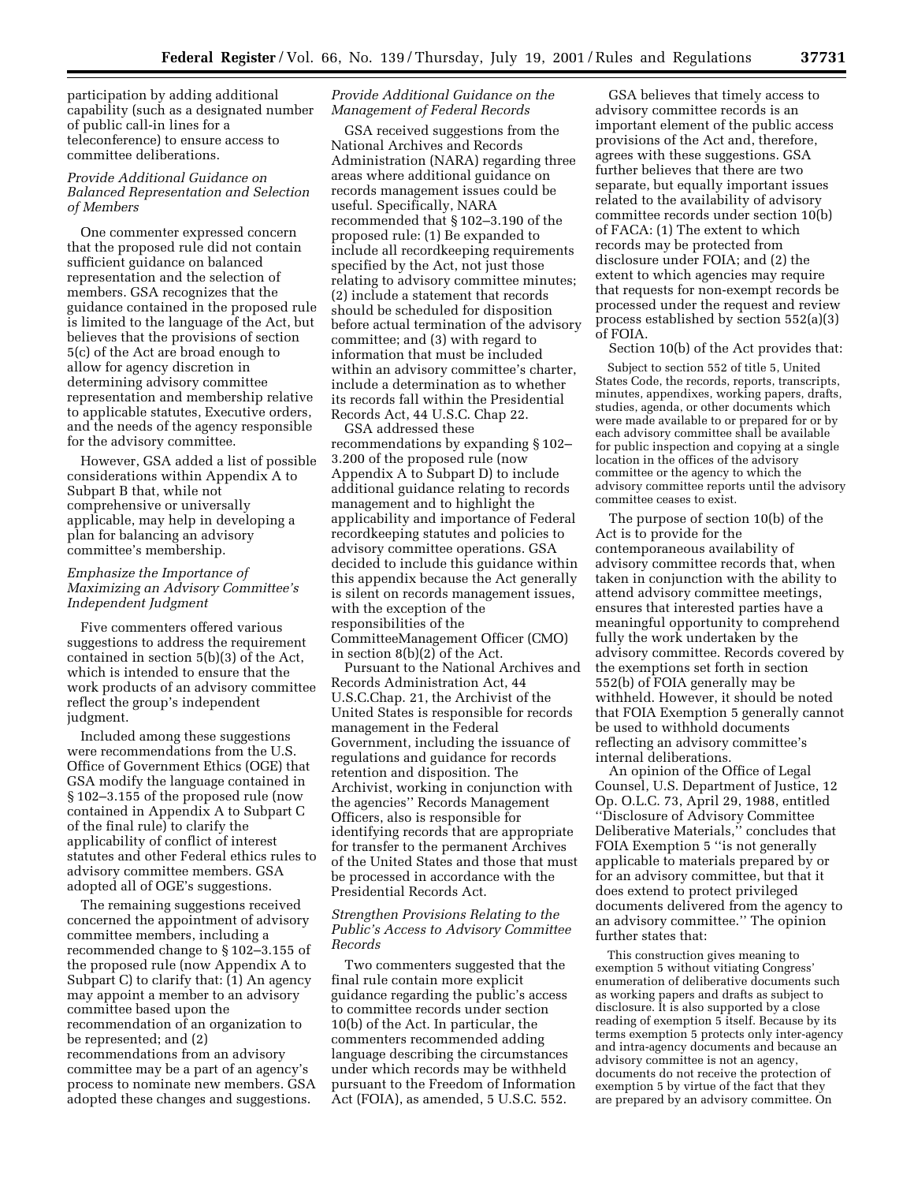participation by adding additional capability (such as a designated number of public call-in lines for a teleconference) to ensure access to committee deliberations.

*Provide Additional Guidance on Balanced Representation and Selection of Members*

One commenter expressed concern that the proposed rule did not contain sufficient guidance on balanced representation and the selection of members. GSA recognizes that the guidance contained in the proposed rule is limited to the language of the Act, but believes that the provisions of section 5(c) of the Act are broad enough to allow for agency discretion in determining advisory committee representation and membership relative to applicable statutes, Executive orders, and the needs of the agency responsible for the advisory committee.

However, GSA added a list of possible considerations within Appendix A to Subpart B that, while not comprehensive or universally applicable, may help in developing a plan for balancing an advisory committee's membership.

*Emphasize the Importance of Maximizing an Advisory Committee's Independent Judgment*

Five commenters offered various suggestions to address the requirement contained in section 5(b)(3) of the Act, which is intended to ensure that the work products of an advisory committee reflect the group's independent judgment.

Included among these suggestions were recommendations from the U.S. Office of Government Ethics (OGE) that GSA modify the language contained in § 102–3.155 of the proposed rule (now contained in Appendix A to Subpart C of the final rule) to clarify the applicability of conflict of interest statutes and other Federal ethics rules to advisory committee members. GSA adopted all of OGE's suggestions.

The remaining suggestions received concerned the appointment of advisory committee members, including a recommended change to § 102–3.155 of the proposed rule (now Appendix A to Subpart C) to clarify that: (1) An agency may appoint a member to an advisory committee based upon the recommendation of an organization to be represented; and (2) recommendations from an advisory committee may be a part of an agency's process to nominate new members. GSA adopted these changes and suggestions.

*Provide Additional Guidance on the Management of Federal Records*

GSA received suggestions from the National Archives and Records Administration (NARA) regarding three areas where additional guidance on records management issues could be useful. Specifically, NARA recommended that § 102–3.190 of the proposed rule: (1) Be expanded to include all recordkeeping requirements specified by the Act, not just those relating to advisory committee minutes; (2) include a statement that records should be scheduled for disposition before actual termination of the advisory committee; and (3) with regard to information that must be included within an advisory committee's charter, include a determination as to whether its records fall within the Presidential Records Act, 44 U.S.C. Chap 22.

GSA addressed these recommendations by expanding § 102–3.200 of the proposed rule (now Appendix A to Subpart D) to include additional guidance relating to records management and to highlight the applicability and importance of Federal recordkeeping statutes and policies to advisory committee operations. GSA decided to include this guidance within this appendix because the Act generally is silent on records management issues, with the exception of the responsibilities of the CommitteeManagement Officer (CMO) in section 8(b)(2) of the Act.

Pursuant to the National Archives and Records Administration Act, 44 U.S.C.Chap. 21, the Archivist of the United States is responsible for records management in the Federal Government, including the issuance of regulations and guidance for records retention and disposition. The Archivist, working in conjunction with the agencies'' Records Management Officers, also is responsible for identifying records that are appropriate for transfer to the permanent Archives of the United States and those that must be processed in accordance with the Presidential Records Act.

*Strengthen Provisions Relating to the Public's Access to Advisory Committee Records*

Two commenters suggested that the final rule contain more explicit guidance regarding the public's access to committee records under section 10(b) of the Act. In particular, the commenters recommended adding language describing the circumstances under which records may be withheld pursuant to the Freedom of Information Act (FOIA), as amended, 5 U.S.C. 552.

GSA believes that timely access to advisory committee records is an important element of the public access provisions of the Act and, therefore, agrees with these suggestions. GSA further believes that there are two separate, but equally important issues related to the availability of advisory committee records under section 10(b) of FACA: (1) The extent to which records may be protected from disclosure under FOIA; and (2) the extent to which agencies may require that requests for non-exempt records be processed under the request and review process established by section 552(a)(3) of FOIA.

Section 10(b) of the Act provides that:

> Subject to section 552 of title 5, United States Code, the records, reports, transcripts, minutes, appendixes, working papers, drafts, studies, agenda, or other documents which were made available to or prepared for or by each advisory committee shall be available for public inspection and copying at a single location in the offices of the advisory committee or the agency to which the advisory committee reports until the advisory committee ceases to exist.

The purpose of section 10(b) of the Act is to provide for the contemporaneous availability of advisory committee records that, when taken in conjunction with the ability to attend advisory committee meetings, ensures that interested parties have a meaningful opportunity to comprehend fully the work undertaken by the advisory committee. Records covered by the exemptions set forth in section 552(b) of FOIA generally may be withheld. However, it should be noted that FOIA Exemption 5 generally cannot be used to withhold documents reflecting an advisory committee's internal deliberations.

An opinion of the Office of Legal Counsel, U.S. Department of Justice, 12 Op. O.L.C. 73, April 29, 1988, entitled ''Disclosure of Advisory Committee Deliberative Materials,'' concludes that FOIA Exemption 5 ''is not generally applicable to materials prepared by or for an advisory committee, but that it does extend to protect privileged documents delivered from the agency to an advisory committee.'' The opinion further states that:

> This construction gives meaning to exemption 5 without vitiating Congress' enumeration of deliberative documents such as working papers and drafts as subject to disclosure. It is also supported by a close reading of exemption 5 itself. Because by its terms exemption 5 protects only inter-agency and intra-agency documents and because an advisory committee is not an agency, documents do not receive the protection of exemption 5 by virtue of the fact that they are prepared by an advisory committee. On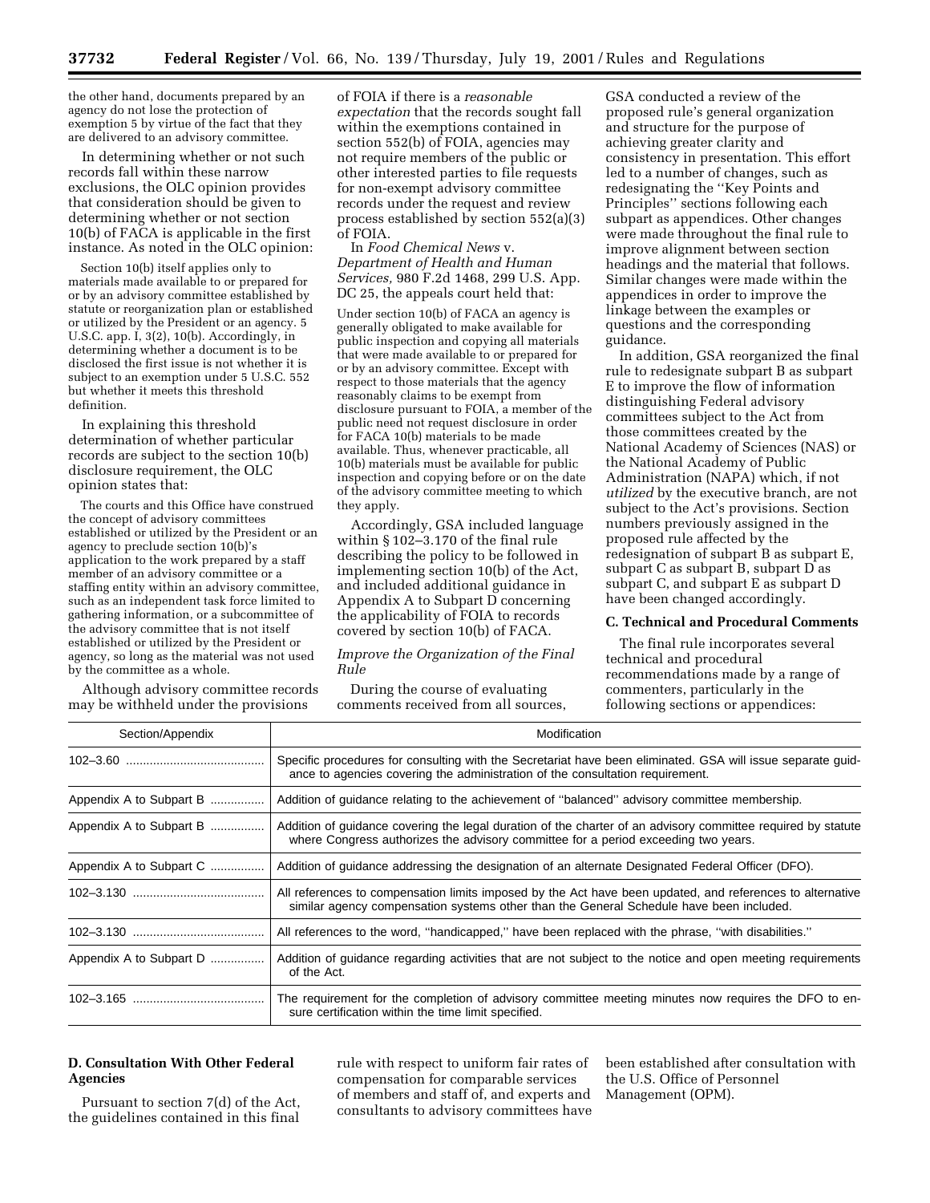the other hand, documents prepared by an agency do not lose the protection of exemption 5 by virtue of the fact that they are delivered to an advisory committee.

In determining whether or not such records fall within these narrow exclusions, the OLC opinion provides that consideration should be given to determining whether or not section 10(b) of FACA is applicable in the first instance. As noted in the OLC opinion:

> Section 10(b) itself applies only to materials made available to or prepared for or by an advisory committee established by statute or reorganization plan or established or utilized by the President or an agency. 5 U.S.C. app. I, 3(2), 10(b). Accordingly, in determining whether a document is to be disclosed the first issue is not whether it is subject to an exemption under 5 U.S.C. 552 but whether it meets this threshold definition.

In explaining this threshold determination of whether particular records are subject to the section 10(b) disclosure requirement, the OLC opinion states that:

> The courts and this Office have construed the concept of advisory committees established or utilized by the President or an agency to preclude section 10(b)'s application to the work prepared by a staff member of an advisory committee or a staffing entity within an advisory committee, such as an independent task force limited to gathering information, or a subcommittee of the advisory committee that is not itself established or utilized by the President or agency, so long as the material was not used by the committee as a whole.

Although advisory committee records may be withheld under the provisions of FOIA if there is a *reasonable expectation* that the records sought fall within the exemptions contained in section 552(b) of FOIA, agencies may not require members of the public or other interested parties to file requests for non-exempt advisory committee records under the request and review process established by section 552(a)(3) of FOIA.

In *Food Chemical News* v. *Department of Health and Human Services,* 980 F.2d 1468, 299 U.S. App. DC 25, the appeals court held that:

> Under section 10(b) of FACA an agency is generally obligated to make available for public inspection and copying all materials that were made available to or prepared for or by an advisory committee. Except with respect to those materials that the agency reasonably claims to be exempt from disclosure pursuant to FOIA, a member of the public need not request disclosure in order for FACA 10(b) materials to be made available. Thus, whenever practicable, all 10(b) materials must be available for public inspection and copying before or on the date of the advisory committee meeting to which they apply.

Accordingly, GSA included language within § 102–3.170 of the final rule describing the policy to be followed in implementing section 10(b) of the Act, and included additional guidance in Appendix A to Subpart D concerning the applicability of FOIA to records covered by section 10(b) of FACA.

*Improve the Organization of the Final Rule*

During the course of evaluating comments received from all sources, GSA conducted a review of the proposed rule's general organization and structure for the purpose of achieving greater clarity and consistency in presentation. This effort led to a number of changes, such as redesignating the ''Key Points and Principles'' sections following each subpart as appendices. Other changes were made throughout the final rule to improve alignment between section headings and the material that follows. Similar changes were made within the appendices in order to improve the linkage between the examples or questions and the corresponding guidance.

In addition, GSA reorganized the final rule to redesignate subpart B as subpart E to improve the flow of information distinguishing Federal advisory committees subject to the Act from those committees created by the National Academy of Sciences (NAS) or the National Academy of Public Administration (NAPA) which, if not *utilized* by the executive branch, are not subject to the Act's provisions. Section numbers previously assigned in the proposed rule affected by the redesignation of subpart B as subpart E, subpart C as subpart B, subpart D as subpart C, and subpart E as subpart D have been changed accordingly.

**C. Technical and Procedural Comments**

The final rule incorporates several technical and procedural recommendations made by a range of commenters, particularly in the following sections or appendices:

| Section/Appendix | Modification |
|---|---|
| 102–3.60 | Specific procedures for consulting with the Secretariat have been eliminated. GSA will issue separate guidance to agencies covering the administration of the consultation requirement. |
| Appendix A to Subpart B | Addition of guidance relating to the achievement of ''balanced'' advisory committee membership. |
| Appendix A to Subpart B | Addition of guidance covering the legal duration of the charter of an advisory committee required by statute where Congress authorizes the advisory committee for a period exceeding two years. |
| Appendix A to Subpart C | Addition of guidance addressing the designation of an alternate Designated Federal Officer (DFO). |
| 102–3.130 | All references to compensation limits imposed by the Act have been updated, and references to alternative similar agency compensation systems other than the General Schedule have been included. |
| 102–3.130 | All references to the word, ''handicapped,'' have been replaced with the phrase, ''with disabilities.'' |
| Appendix A to Subpart D | Addition of guidance regarding activities that are not subject to the notice and open meeting requirements of the Act. |
| 102–3.165 | The requirement for the completion of advisory committee meeting minutes now requires the DFO to ensure certification within the time limit specified. |

**D. Consultation With Other Federal Agencies**

Pursuant to section 7(d) of the Act, the guidelines contained in this final rule with respect to uniform fair rates of compensation for comparable services of members and staff of, and experts and consultants to advisory committees have been established after consultation with the U.S. Office of Personnel Management (OPM).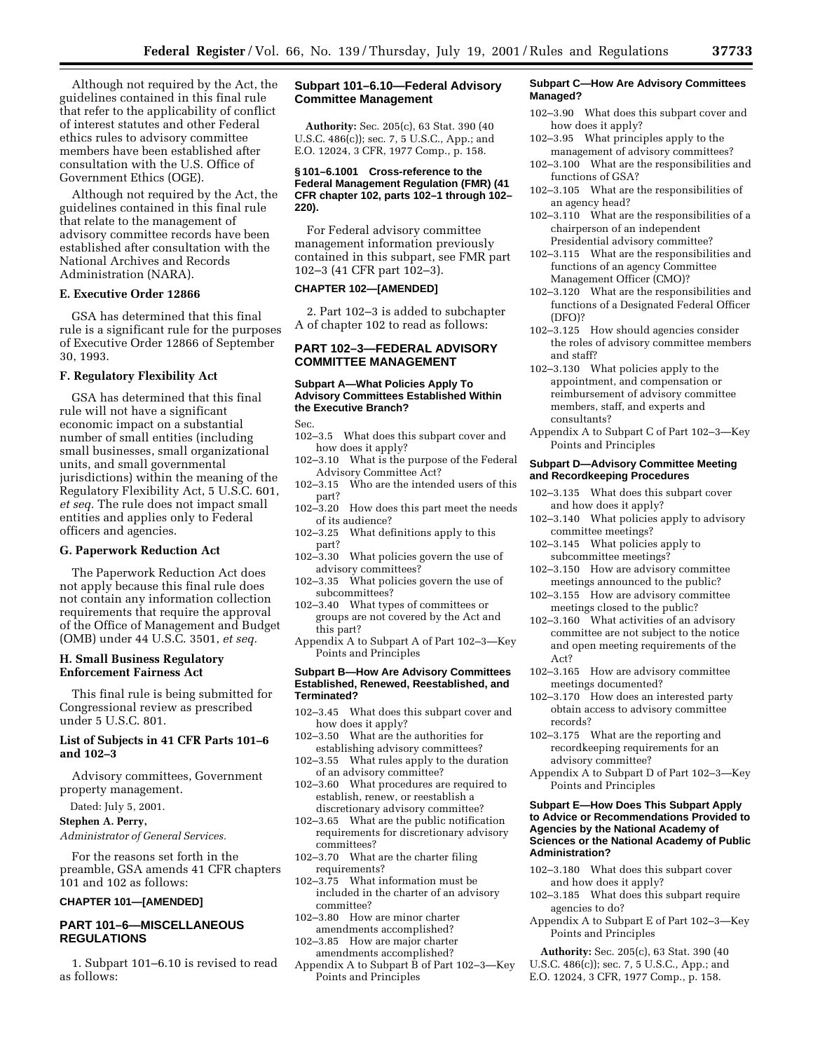Although not required by the Act, the guidelines contained in this final rule that refer to the applicability of conflict of interest statutes and other Federal ethics rules to advisory committee members have been established after consultation with the U.S. Office of Government Ethics (OGE).

Although not required by the Act, the guidelines contained in this final rule that relate to the management of advisory committee records have been established after consultation with the National Archives and Records Administration (NARA).

### E. Executive Order 12866

GSA has determined that this final rule is a significant rule for the purposes of Executive Order 12866 of September 30, 1993.

### F. Regulatory Flexibility Act

GSA has determined that this final rule will not have a significant economic impact on a substantial number of small entities (including small businesses, small organizational units, and small governmental jurisdictions) within the meaning of the Regulatory Flexibility Act, 5 U.S.C. 601, *et seq.* The rule does not impact small entities and applies only to Federal officers and agencies.

### G. Paperwork Reduction Act

The Paperwork Reduction Act does not apply because this final rule does not contain any information collection requirements that require the approval of the Office of Management and Budget (OMB) under 44 U.S.C. 3501, *et seq.*

### H. Small Business Regulatory Enforcement Fairness Act

This final rule is being submitted for Congressional review as prescribed under 5 U.S.C. 801.

### List of Subjects in 41 CFR Parts 101–6 and 102–3

Advisory committees, Government property management.

Dated: July 5, 2001.

**Stephen A. Perry,**

*Administrator of General Services.*

For the reasons set forth in the preamble, GSA amends 41 CFR chapters 101 and 102 as follows:

#### CHAPTER 101—[AMENDED]

## PART 101–6—MISCELLANEOUS REGULATIONS

1. Subpart 101–6.10 is revised to read as follows:

### Subpart 101–6.10—Federal Advisory Committee Management

**Authority:** Sec. 205(c), 63 Stat. 390 (40 U.S.C. 486(c)); sec. 7, 5 U.S.C., App.; and E.O. 12024, 3 CFR, 1977 Comp., p. 158.

#### § 101–6.1001 Cross-reference to the Federal Management Regulation (FMR) (41 CFR chapter 102, parts 102–1 through 102–220).

For Federal advisory committee management information previously contained in this subpart, see FMR part 102–3 (41 CFR part 102–3).

#### CHAPTER 102—[AMENDED]

2. Part 102–3 is added to subchapter A of chapter 102 to read as follows:

## PART 102–3—FEDERAL ADVISORY COMMITTEE MANAGEMENT

#### Subpart A—What Policies Apply To Advisory Committees Established Within the Executive Branch?

Sec.

102–3.5 What does this subpart cover and how does it apply?
102–3.10 What is the purpose of the Federal Advisory Committee Act?
102–3.15 Who are the intended users of this part?
102–3.20 How does this part meet the needs of its audience?
102–3.25 What definitions apply to this part?
102–3.30 What policies govern the use of advisory committees?
102–3.35 What policies govern the use of subcommittees?
102–3.40 What types of committees or groups are not covered by the Act and this part?
Appendix A to Subpart A of Part 102–3—Key Points and Principles

#### Subpart B—How Are Advisory Committees Established, Renewed, Reestablished, and Terminated?

102–3.45 What does this subpart cover and how does it apply?
102–3.50 What are the authorities for establishing advisory committees?
102–3.55 What rules apply to the duration of an advisory committee?
102–3.60 What procedures are required to establish, renew, or reestablish a discretionary advisory committee?
102–3.65 What are the public notification requirements for discretionary advisory committees?
102–3.70 What are the charter filing requirements?
102–3.75 What information must be included in the charter of an advisory committee?
102–3.80 How are minor charter amendments accomplished?
102–3.85 How are major charter amendments accomplished?
Appendix A to Subpart B of Part 102–3—Key Points and Principles

#### Subpart C—How Are Advisory Committees Managed?

102–3.90 What does this subpart cover and how does it apply?
102–3.95 What principles apply to the management of advisory committees?
102–3.100 What are the responsibilities and functions of GSA?
102–3.105 What are the responsibilities of an agency head?
102–3.110 What are the responsibilities of a chairperson of an independent Presidential advisory committee?
102–3.115 What are the responsibilities and functions of an agency Committee Management Officer (CMO)?
102–3.120 What are the responsibilities and functions of a Designated Federal Officer (DFO)?
102–3.125 How should agencies consider the roles of advisory committee members and staff?
102–3.130 What policies apply to the appointment, and compensation or reimbursement of advisory committee members, staff, and experts and consultants?
Appendix A to Subpart C of Part 102–3—Key Points and Principles

#### Subpart D—Advisory Committee Meeting and Recordkeeping Procedures

102–3.135 What does this subpart cover and how does it apply?
102–3.140 What policies apply to advisory committee meetings?
102–3.145 What policies apply to subcommittee meetings?
102–3.150 How are advisory committee meetings announced to the public?
102–3.155 How are advisory committee meetings closed to the public?
102–3.160 What activities of an advisory committee are not subject to the notice and open meeting requirements of the Act?
102–3.165 How are advisory committee meetings documented?
102–3.170 How does an interested party obtain access to advisory committee records?
102–3.175 What are the reporting and recordkeeping requirements for an advisory committee?
Appendix A to Subpart D of Part 102–3—Key Points and Principles

#### Subpart E—How Does This Subpart Apply to Advice or Recommendations Provided to Agencies by the National Academy of Sciences or the National Academy of Public Administration?

102–3.180 What does this subpart cover and how does it apply?
102–3.185 What does this subpart require agencies to do?
Appendix A to Subpart E of Part 102–3—Key Points and Principles

**Authority:** Sec. 205(c), 63 Stat. 390 (40 U.S.C. 486(c)); sec. 7, 5 U.S.C., App.; and E.O. 12024, 3 CFR, 1977 Comp., p. 158.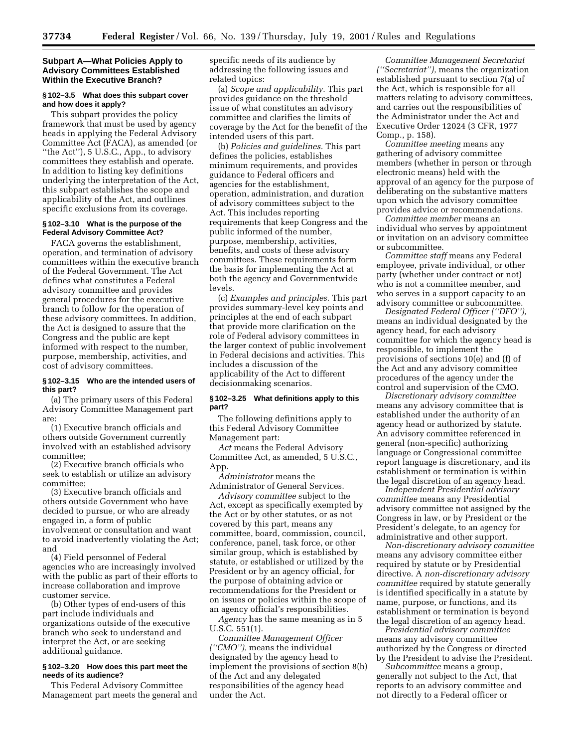## Subpart A—What Policies Apply to Advisory Committees Established Within the Executive Branch?

### § 102–3.5 What does this subpart cover and how does it apply?

This subpart provides the policy framework that must be used by agency heads in applying the Federal Advisory Committee Act (FACA), as amended (or ''the Act''), 5 U.S.C., App., to advisory committees they establish and operate. In addition to listing key definitions underlying the interpretation of the Act, this subpart establishes the scope and applicability of the Act, and outlines specific exclusions from its coverage.

### § 102–3.10 What is the purpose of the Federal Advisory Committee Act?

FACA governs the establishment, operation, and termination of advisory committees within the executive branch of the Federal Government. The Act defines what constitutes a Federal advisory committee and provides general procedures for the executive branch to follow for the operation of these advisory committees. In addition, the Act is designed to assure that the Congress and the public are kept informed with respect to the number, purpose, membership, activities, and cost of advisory committees.

### § 102–3.15 Who are the intended users of this part?

(a) The primary users of this Federal Advisory Committee Management part are:

(1) Executive branch officials and others outside Government currently involved with an established advisory committee;

(2) Executive branch officials who seek to establish or utilize an advisory committee;

(3) Executive branch officials and others outside Government who have decided to pursue, or who are already engaged in, a form of public involvement or consultation and want to avoid inadvertently violating the Act; and

(4) Field personnel of Federal agencies who are increasingly involved with the public as part of their efforts to increase collaboration and improve customer service.

(b) Other types of end-users of this part include individuals and organizations outside of the executive branch who seek to understand and interpret the Act, or are seeking additional guidance.

### § 102–3.20 How does this part meet the needs of its audience?

This Federal Advisory Committee Management part meets the general and specific needs of its audience by addressing the following issues and related topics:

(a) *Scope and applicability.* This part provides guidance on the threshold issue of what constitutes an advisory committee and clarifies the limits of coverage by the Act for the benefit of the intended users of this part.

(b) *Policies and guidelines.* This part defines the policies, establishes minimum requirements, and provides guidance to Federal officers and agencies for the establishment, operation, administration, and duration of advisory committees subject to the Act. This includes reporting requirements that keep Congress and the public informed of the number, purpose, membership, activities, benefits, and costs of these advisory committees. These requirements form the basis for implementing the Act at both the agency and Governmentwide levels.

(c) *Examples and principles.* This part provides summary-level key points and principles at the end of each subpart that provide more clarification on the role of Federal advisory committees in the larger context of public involvement in Federal decisions and activities. This includes a discussion of the applicability of the Act to different decisionmaking scenarios.

### § 102–3.25 What definitions apply to this part?

The following definitions apply to this Federal Advisory Committee Management part:

*Act* means the Federal Advisory Committee Act, as amended, 5 U.S.C., App.

*Administrator* means the Administrator of General Services.

*Advisory committee* subject to the Act, except as specifically exempted by the Act or by other statutes, or as not covered by this part, means any committee, board, commission, council, conference, panel, task force, or other similar group, which is established by statute, or established or utilized by the President or by an agency official, for the purpose of obtaining advice or recommendations for the President or on issues or policies within the scope of an agency official's responsibilities.

*Agency* has the same meaning as in 5 U.S.C. 551(1).

*Committee Management Officer (''CMO''),* means the individual designated by the agency head to implement the provisions of section 8(b) of the Act and any delegated responsibilities of the agency head under the Act.

*Committee Management Secretariat (''Secretariat''),* means the organization established pursuant to section 7(a) of the Act, which is responsible for all matters relating to advisory committees, and carries out the responsibilities of the Administrator under the Act and Executive Order 12024 (3 CFR, 1977 Comp., p. 158).

*Committee meeting* means any gathering of advisory committee members (whether in person or through electronic means) held with the approval of an agency for the purpose of deliberating on the substantive matters upon which the advisory committee provides advice or recommendations.

*Committee member* means an individual who serves by appointment or invitation on an advisory committee or subcommittee.

*Committee staff* means any Federal employee, private individual, or other party (whether under contract or not) who is not a committee member, and who serves in a support capacity to an advisory committee or subcommittee.

*Designated Federal Officer (''DFO''),* means an individual designated by the agency head, for each advisory committee for which the agency head is responsible, to implement the provisions of sections 10(e) and (f) of the Act and any advisory committee procedures of the agency under the control and supervision of the CMO.

*Discretionary advisory committee* means any advisory committee that is established under the authority of an agency head or authorized by statute. An advisory committee referenced in general (non-specific) authorizing language or Congressional committee report language is discretionary, and its establishment or termination is within the legal discretion of an agency head.

*Independent Presidential advisory committee* means any Presidential advisory committee not assigned by the Congress in law, or by President or the President's delegate, to an agency for administrative and other support.

*Non-discretionary advisory committee* means any advisory committee either required by statute or by Presidential directive. A *non-discretionary advisory committee* required by statute generally is identified specifically in a statute by name, purpose, or functions, and its establishment or termination is beyond the legal discretion of an agency head.

*Presidential advisory committee* means any advisory committee authorized by the Congress or directed by the President to advise the President.

*Subcommittee* means a group, generally not subject to the Act, that reports to an advisory committee and not directly to a Federal officer or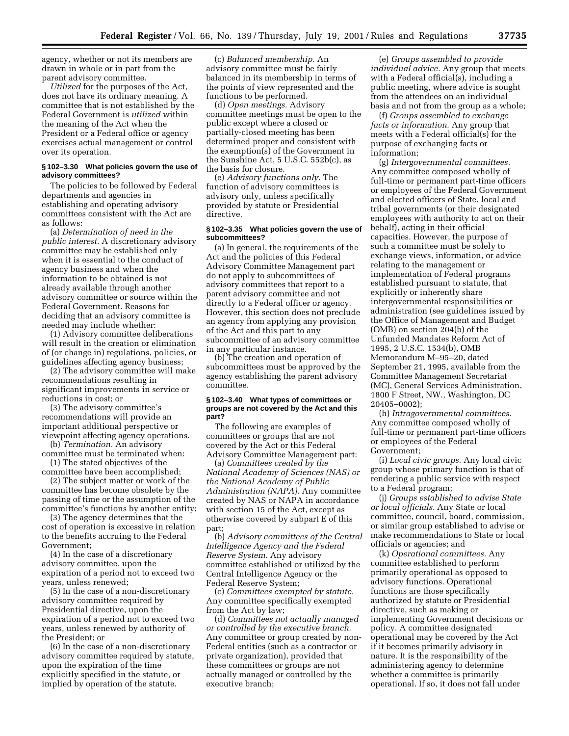agency, whether or not its members are drawn in whole or in part from the parent advisory committee.

*Utilized* for the purposes of the Act, does not have its ordinary meaning. A committee that is not established by the Federal Government is *utilized* within the meaning of the Act when the President or a Federal office or agency exercises actual management or control over its operation.

### § 102–3.30 What policies govern the use of advisory committees?

The policies to be followed by Federal departments and agencies in establishing and operating advisory committees consistent with the Act are as follows:

(a) *Determination of need in the public interest.* A discretionary advisory committee may be established only when it is essential to the conduct of agency business and when the information to be obtained is not already available through another advisory committee or source within the Federal Government. Reasons for deciding that an advisory committee is needed may include whether:

(1) Advisory committee deliberations will result in the creation or elimination of (or change in) regulations, policies, or guidelines affecting agency business;

(2) The advisory committee will make recommendations resulting in significant improvements in service or reductions in cost; or

(3) The advisory committee's recommendations will provide an important additional perspective or viewpoint affecting agency operations.

(b) *Termination.* An advisory committee must be terminated when:

(1) The stated objectives of the committee have been accomplished;

(2) The subject matter or work of the committee has become obsolete by the passing of time or the assumption of the committee's functions by another entity;

(3) The agency determines that the cost of operation is excessive in relation to the benefits accruing to the Federal Government;

(4) In the case of a discretionary advisory committee, upon the expiration of a period not to exceed two years, unless renewed;

(5) In the case of a non-discretionary advisory committee required by Presidential directive, upon the expiration of a period not to exceed two years, unless renewed by authority of the President; or

(6) In the case of a non-discretionary advisory committee required by statute, upon the expiration of the time explicitly specified in the statute, or implied by operation of the statute.

(c) *Balanced membership.* An advisory committee must be fairly balanced in its membership in terms of the points of view represented and the functions to be performed.

(d) *Open meetings.* Advisory committee meetings must be open to the public except where a closed or partially-closed meeting has been determined proper and consistent with the exemption(s) of the Government in the Sunshine Act, 5 U.S.C. 552b(c), as the basis for closure.

(e) *Advisory functions only.* The function of advisory committees is advisory only, unless specifically provided by statute or Presidential directive.

### § 102–3.35 What policies govern the use of subcommittees?

(a) In general, the requirements of the Act and the policies of this Federal Advisory Committee Management part do not apply to subcommittees of advisory committees that report to a parent advisory committee and not directly to a Federal officer or agency. However, this section does not preclude an agency from applying any provision of the Act and this part to any subcommittee of an advisory committee in any particular instance.

(b) The creation and operation of subcommittees must be approved by the agency establishing the parent advisory committee.

### § 102–3.40 What types of committees or groups are not covered by the Act and this part?

The following are examples of committees or groups that are not covered by the Act or this Federal Advisory Committee Management part:

(a) *Committees created by the National Academy of Sciences (NAS) or the National Academy of Public Administration (NAPA).* Any committee created by NAS or NAPA in accordance with section 15 of the Act, except as otherwise covered by subpart E of this part;

(b) *Advisory committees of the Central Intelligence Agency and the Federal Reserve System.* Any advisory committee established or utilized by the Central Intelligence Agency or the Federal Reserve System;

(c) *Committees exempted by statute.* Any committee specifically exempted from the Act by law;

(d) *Committees not actually managed or controlled by the executive branch.* Any committee or group created by non-Federal entities (such as a contractor or private organization), provided that these committees or groups are not actually managed or controlled by the executive branch;

(e) *Groups assembled to provide individual advice.* Any group that meets with a Federal official(s), including a public meeting, where advice is sought from the attendees on an individual basis and not from the group as a whole;

(f) *Groups assembled to exchange facts or information.* Any group that meets with a Federal official(s) for the purpose of exchanging facts or information;

(g) *Intergovernmental committees.* Any committee composed wholly of full-time or permanent part-time officers or employees of the Federal Government and elected officers of State, local and tribal governments (or their designated employees with authority to act on their behalf), acting in their official capacities. However, the purpose of such a committee must be solely to exchange views, information, or advice relating to the management or implementation of Federal programs established pursuant to statute, that explicitly or inherently share intergovernmental responsibilities or administration (see guidelines issued by the Office of Management and Budget (OMB) on section 204(b) of the Unfunded Mandates Reform Act of 1995, 2 U.S.C. 1534(b), OMB Memorandum M–95–20, dated September 21, 1995, available from the Committee Management Secretariat (MC), General Services Administration, 1800 F Street, NW., Washington, DC 20405–0002);

(h) *Intragovernmental committees.* Any committee composed wholly of full-time or permanent part-time officers or employees of the Federal Government;

(i) *Local civic groups.* Any local civic group whose primary function is that of rendering a public service with respect to a Federal program;

(j) *Groups established to advise State or local officials.* Any State or local committee, council, board, commission, or similar group established to advise or make recommendations to State or local officials or agencies; and

(k) *Operational committees.* Any committee established to perform primarily operational as opposed to advisory functions. Operational functions are those specifically authorized by statute or Presidential directive, such as making or implementing Government decisions or policy. A committee designated operational may be covered by the Act if it becomes primarily advisory in nature. It is the responsibility of the administering agency to determine whether a committee is primarily operational. If so, it does not fall under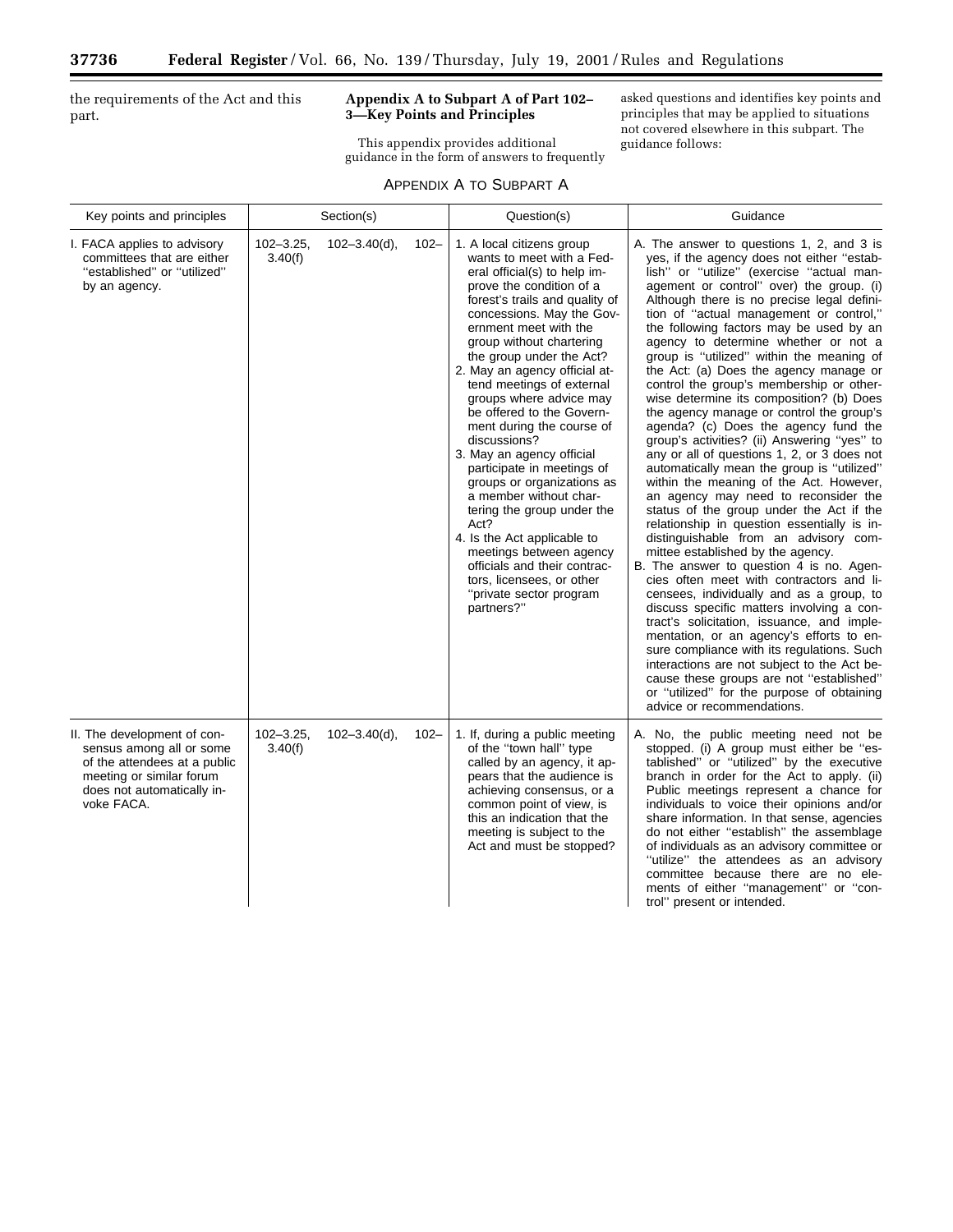the requirements of the Act and this part.

### Appendix A to Subpart A of Part 102–3—Key Points and Principles

This appendix provides additional guidance in the form of answers to frequently asked questions and identifies key points and principles that may be applied to situations not covered elsewhere in this subpart. The guidance follows:

APPENDIX A TO SUBPART A

| Key points and principles | Section(s) | Question(s) | Guidance |
|---|---|---|---|
| I. FACA applies to advisory committees that are either "established" or "utilized" by an agency. | 102–3.25, 102–3.40(d), 102–3.40(f) | 1. A local citizens group wants to meet with a Federal official(s) to help improve the condition of a forest's trails and quality of concessions. May the Government meet with the group without chartering the group under the Act? 2. May an agency official attend meetings of external groups where advice may be offered to the Government during the course of discussions? 3. May an agency official participate in meetings of groups or organizations as a member without chartering the group under the Act? 4. Is the Act applicable to meetings between agency officials and their contractors, licensees, or other "private sector program partners?" | A. The answer to questions 1, 2, and 3 is yes, if the agency does not either "establish" or "utilize" (exercise "actual management or control" over) the group. (i) Although there is no precise legal definition of "actual management or control," the following factors may be used by an agency to determine whether or not a group is "utilized" within the meaning of the Act: (a) Does the agency manage or control the group's membership or otherwise determine its composition? (b) Does the agency manage or control the group's agenda? (c) Does the agency fund the group's activities? (ii) Answering "yes" to any or all of questions 1, 2, or 3 does not automatically mean the group is "utilized" within the meaning of the Act. However, an agency may need to reconsider the status of the group under the Act if the relationship in question essentially is indistinguishable from an advisory committee established by the agency. B. The answer to question 4 is no. Agencies often meet with contractors and licensees, individually and as a group, to discuss specific matters involving a contract's solicitation, issuance, and implementation, or an agency's efforts to ensure compliance with its regulations. Such interactions are not subject to the Act because these groups are not "established" or "utilized" for the purpose of obtaining advice or recommendations. |
| II. The development of consensus among all or some of the attendees at a public meeting or similar forum does not automatically invoke FACA. | 102–3.25, 102–3.40(d), 102–3.40(f) | 1. If, during a public meeting of the "town hall" type called by an agency, it appears that the audience is achieving consensus, or a common point of view, is this an indication that the meeting is subject to the Act and must be stopped? | A. No, the public meeting need not be stopped. (i) A group must either be "established" or "utilized" by the executive branch in order for the Act to apply. (ii) Public meetings represent a chance for individuals to voice their opinions and/or share information. In that sense, agencies do not either "establish" the assemblage of individuals as an advisory committee or "utilize" the attendees as an advisory committee because there are no elements of either "management" or "control" present or intended. |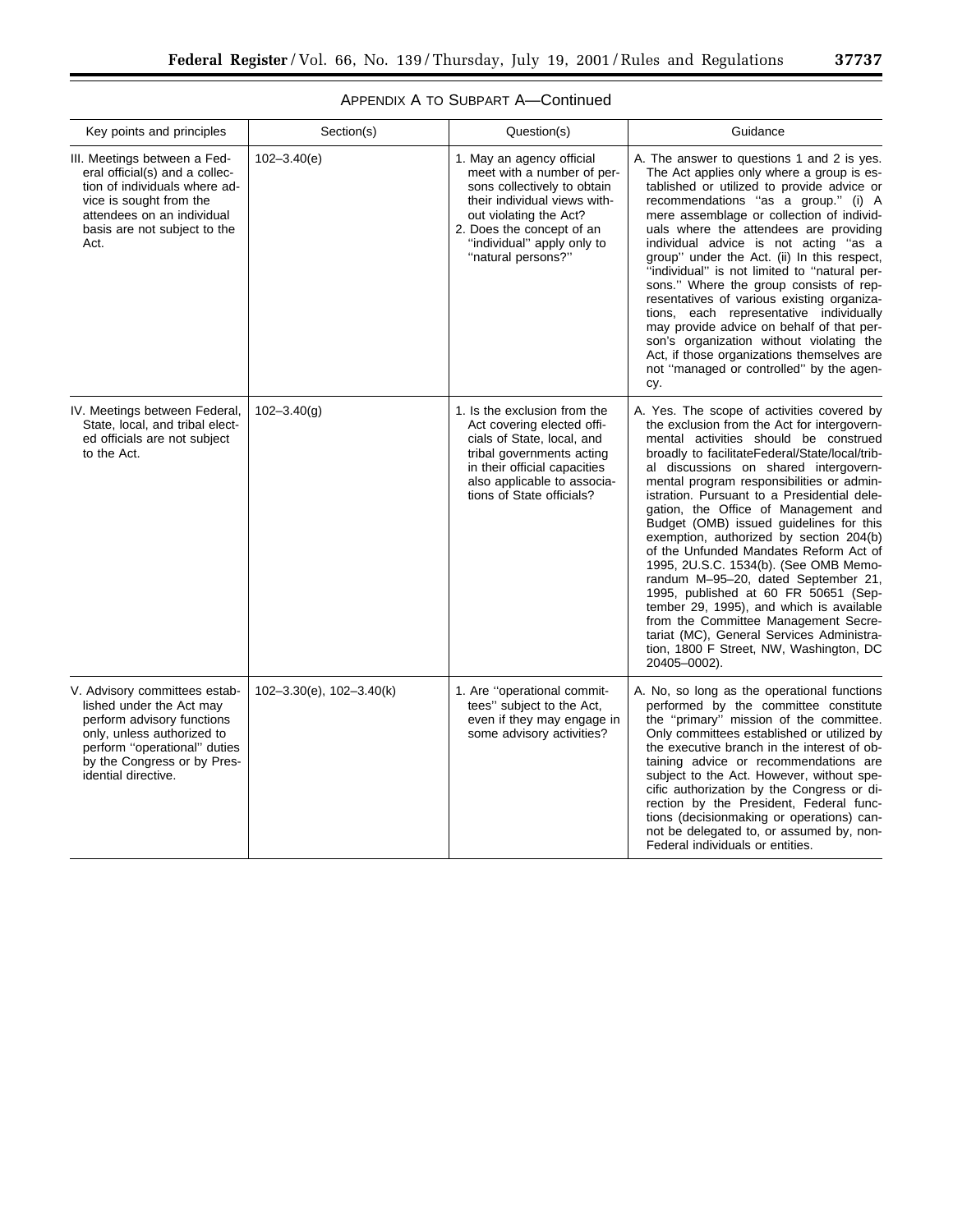APPENDIX A TO SUBPART A—Continued

| Key points and principles | Section(s) | Question(s) | Guidance |
|---|---|---|---|
| III. Meetings between a Federal official(s) and a collection of individuals where advice is sought from the attendees on an individual basis are not subject to the Act. | 102–3.40(e) | 1. May an agency official meet with a number of persons collectively to obtain their individual views without violating the Act? 2. Does the concept of an "individual" apply only to "natural persons?" | A. The answer to questions 1 and 2 is yes. The Act applies only where a group is established or utilized to provide advice or recommendations "as a group." (i) A mere assemblage or collection of individuals where the attendees are providing individual advice is not acting "as a group" under the Act. (ii) In this respect, "individual" is not limited to "natural persons." Where the group consists of representatives of various existing organizations, each representative individually may provide advice on behalf of that person's organization without violating the Act, if those organizations themselves are not "managed or controlled" by the agency. |
| IV. Meetings between Federal, State, local, and tribal elected officials are not subject to the Act. | 102–3.40(g) | 1. Is the exclusion from the Act covering elected officials of State, local, and tribal governments acting in their official capacities also applicable to associations of State officials? | A. Yes. The scope of activities covered by the exclusion from the Act for intergovernmental activities should be construed broadly to facilitateFederal/State/local/tribal discussions on shared intergovernmental program responsibilities or administration. Pursuant to a Presidential delegation, the Office of Management and Budget (OMB) issued guidelines for this exemption, authorized by section 204(b) of the Unfunded Mandates Reform Act of 1995, 2U.S.C. 1534(b). (See OMB Memorandum M–95–20, dated September 21, 1995, published at 60 FR 50651 (September 29, 1995), and which is available from the Committee Management Secretariat (MC), General Services Administration, 1800 F Street, NW, Washington, DC 20405–0002). |
| V. Advisory committees established under the Act may perform advisory functions only, unless authorized to perform "operational" duties by the Congress or by Presidential directive. | 102–3.30(e), 102–3.40(k) | 1. Are "operational committees" subject to the Act, even if they may engage in some advisory activities? | A. No, so long as the operational functions performed by the committee constitute the "primary" mission of the committee. Only committees established or utilized by the executive branch in the interest of obtaining advice or recommendations are subject to the Act. However, without specific authorization by the Congress or direction by the President, Federal functions (decisionmaking or operations) cannot be delegated to, or assumed by, non-Federal individuals or entities. |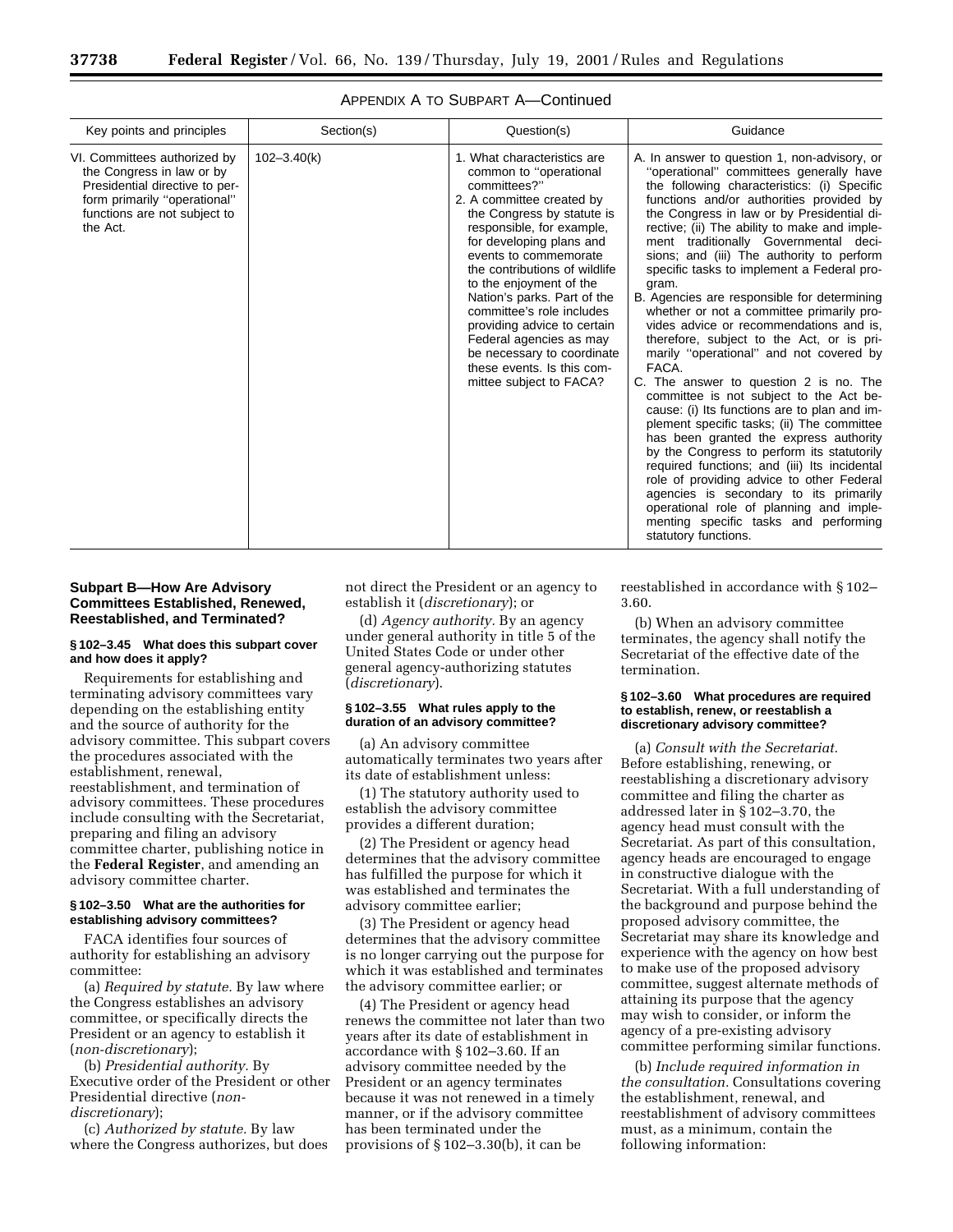APPENDIX A TO SUBPART A—Continued

| Key points and principles | Section(s) | Question(s) | Guidance |
| --- | --- | --- | --- |
| VI. Committees authorized by the Congress in law or by Presidential directive to perform primarily "operational" functions are not subject to the Act. | 102–3.40(k) | 1. What characteristics are common to "operational committees?" 2. A committee created by the Congress by statute is responsible, for example, for developing plans and events to commemorate the contributions of wildlife to the enjoyment of the Nation's parks. Part of the committee's role includes providing advice to certain Federal agencies as may be necessary to coordinate these events. Is this committee subject to FACA? | A. In answer to question 1, non-advisory, or "operational" committees generally have the following characteristics: (i) Specific functions and/or authorities provided by the Congress in law or by Presidential directive; (ii) The ability to make and implement traditionally Governmental decisions; and (iii) The authority to perform specific tasks to implement a Federal program. B. Agencies are responsible for determining whether or not a committee primarily provides advice or recommendations and is, therefore, subject to the Act, or is primarily "operational" and not covered by FACA. C. The answer to question 2 is no. The committee is not subject to the Act because: (i) Its functions are to plan and implement specific tasks; (ii) The committee has been granted the express authority by the Congress to perform its statutorily required functions; and (iii) Its incidental role of providing advice to other Federal agencies is secondary to its primarily operational role of planning and implementing specific tasks and performing statutory functions. |

## Subpart B—How Are Advisory Committees Established, Renewed, Reestablished, and Terminated?

### § 102–3.45 What does this subpart cover and how does it apply?

Requirements for establishing and terminating advisory committees vary depending on the establishing entity and the source of authority for the advisory committee. This subpart covers the procedures associated with the establishment, renewal, reestablishment, and termination of advisory committees. These procedures include consulting with the Secretariat, preparing and filing an advisory committee charter, publishing notice in the **Federal Register**, and amending an advisory committee charter.

### § 102–3.50 What are the authorities for establishing advisory committees?

FACA identifies four sources of authority for establishing an advisory committee:

(a) *Required by statute.* By law where the Congress establishes an advisory committee, or specifically directs the President or an agency to establish it (*non-discretionary*);

(b) *Presidential authority.* By Executive order of the President or other Presidential directive (*non-discretionary*);

(c) *Authorized by statute.* By law where the Congress authorizes, but does not direct the President or an agency to establish it (*discretionary*); or

(d) *Agency authority.* By an agency under general authority in title 5 of the United States Code or under other general agency-authorizing statutes (*discretionary*).

### § 102–3.55 What rules apply to the duration of an advisory committee?

(a) An advisory committee automatically terminates two years after its date of establishment unless:

(1) The statutory authority used to establish the advisory committee provides a different duration;

(2) The President or agency head determines that the advisory committee has fulfilled the purpose for which it was established and terminates the advisory committee earlier;

(3) The President or agency head determines that the advisory committee is no longer carrying out the purpose for which it was established and terminates the advisory committee earlier; or

(4) The President or agency head renews the committee not later than two years after its date of establishment in accordance with § 102–3.60. If an advisory committee needed by the President or an agency terminates because it was not renewed in a timely manner, or if the advisory committee has been terminated under the provisions of § 102–3.30(b), it can be reestablished in accordance with § 102–3.60.

(b) When an advisory committee terminates, the agency shall notify the Secretariat of the effective date of the termination.

### § 102–3.60 What procedures are required to establish, renew, or reestablish a discretionary advisory committee?

(a) *Consult with the Secretariat.* Before establishing, renewing, or reestablishing a discretionary advisory committee and filing the charter as addressed later in § 102–3.70, the agency head must consult with the Secretariat. As part of this consultation, agency heads are encouraged to engage in constructive dialogue with the Secretariat. With a full understanding of the background and purpose behind the proposed advisory committee, the Secretariat may share its knowledge and experience with the agency on how best to make use of the proposed advisory committee, suggest alternate methods of attaining its purpose that the agency may wish to consider, or inform the agency of a pre-existing advisory committee performing similar functions.

(b) *Include required information in the consultation.* Consultations covering the establishment, renewal, and reestablishment of advisory committees must, as a minimum, contain the following information: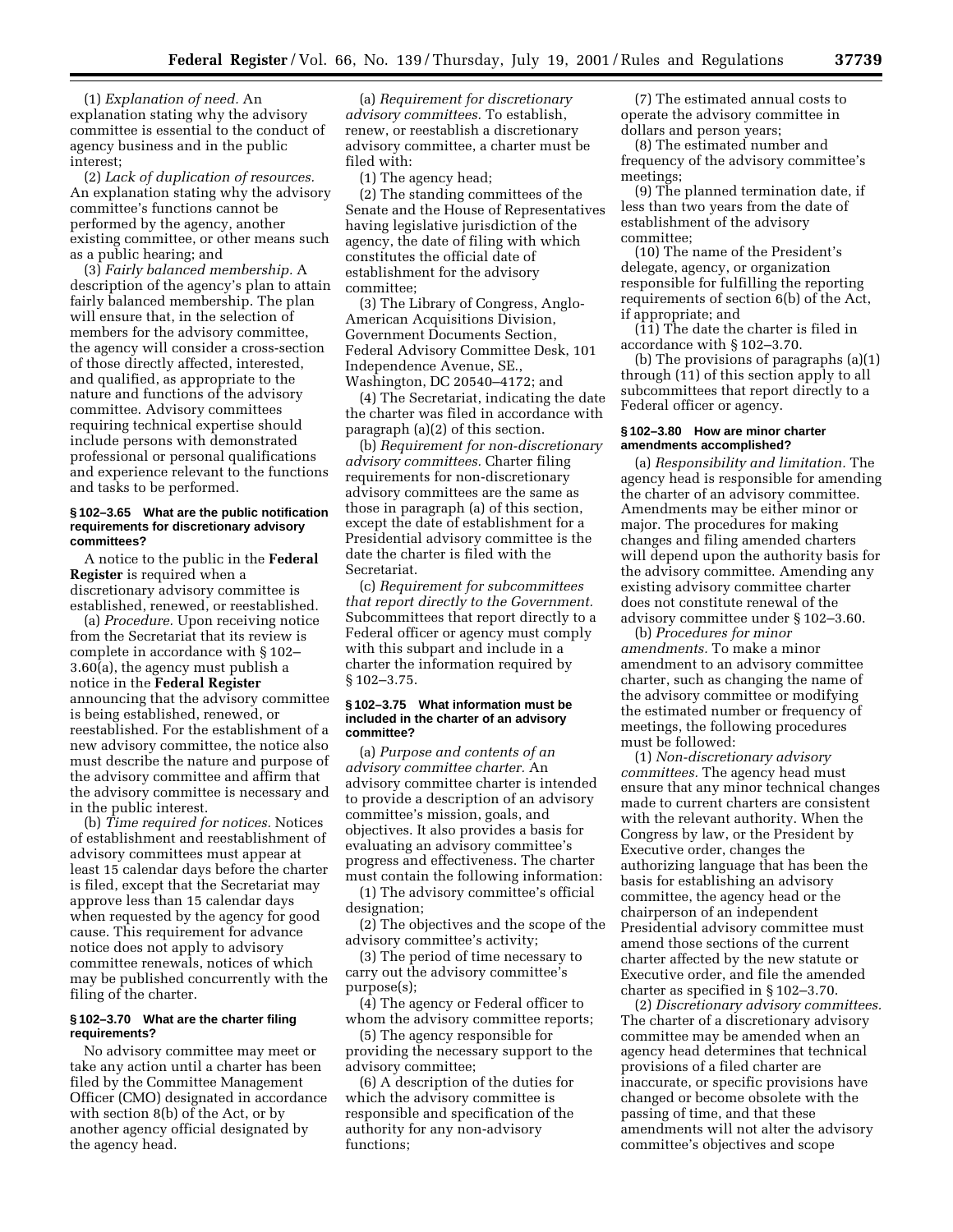(1) *Explanation of need.* An explanation stating why the advisory committee is essential to the conduct of agency business and in the public interest;

(2) *Lack of duplication of resources.* An explanation stating why the advisory committee's functions cannot be performed by the agency, another existing committee, or other means such as a public hearing; and

(3) *Fairly balanced membership.* A description of the agency's plan to attain fairly balanced membership. The plan will ensure that, in the selection of members for the advisory committee, the agency will consider a cross-section of those directly affected, interested, and qualified, as appropriate to the nature and functions of the advisory committee. Advisory committees requiring technical expertise should include persons with demonstrated professional or personal qualifications and experience relevant to the functions and tasks to be performed.

### § 102–3.65 What are the public notification requirements for discretionary advisory committees?

A notice to the public in the **Federal Register** is required when a discretionary advisory committee is established, renewed, or reestablished.

(a) *Procedure.* Upon receiving notice from the Secretariat that its review is complete in accordance with § 102–3.60(a), the agency must publish a notice in the **Federal Register** announcing that the advisory committee is being established, renewed, or reestablished. For the establishment of a new advisory committee, the notice also must describe the nature and purpose of the advisory committee and affirm that the advisory committee is necessary and in the public interest.

(b) *Time required for notices.* Notices of establishment and reestablishment of advisory committees must appear at least 15 calendar days before the charter is filed, except that the Secretariat may approve less than 15 calendar days when requested by the agency for good cause. This requirement for advance notice does not apply to advisory committee renewals, notices of which may be published concurrently with the filing of the charter.

### § 102–3.70 What are the charter filing requirements?

No advisory committee may meet or take any action until a charter has been filed by the Committee Management Officer (CMO) designated in accordance with section 8(b) of the Act, or by another agency official designated by the agency head.

(a) *Requirement for discretionary advisory committees.* To establish, renew, or reestablish a discretionary advisory committee, a charter must be filed with:

(1) The agency head;

(2) The standing committees of the Senate and the House of Representatives having legislative jurisdiction of the agency, the date of filing with which constitutes the official date of establishment for the advisory committee;

(3) The Library of Congress, Anglo-American Acquisitions Division, Government Documents Section, Federal Advisory Committee Desk, 101 Independence Avenue, SE., Washington, DC 20540–4172; and

(4) The Secretariat, indicating the date the charter was filed in accordance with paragraph (a)(2) of this section.

(b) *Requirement for non-discretionary advisory committees.* Charter filing requirements for non-discretionary advisory committees are the same as those in paragraph (a) of this section, except the date of establishment for a Presidential advisory committee is the date the charter is filed with the Secretariat.

(c) *Requirement for subcommittees that report directly to the Government.* Subcommittees that report directly to a Federal officer or agency must comply with this subpart and include in a charter the information required by § 102–3.75.

### § 102–3.75 What information must be included in the charter of an advisory committee?

(a) *Purpose and contents of an advisory committee charter.* An advisory committee charter is intended to provide a description of an advisory committee's mission, goals, and objectives. It also provides a basis for evaluating an advisory committee's progress and effectiveness. The charter must contain the following information:

(1) The advisory committee's official designation;

(2) The objectives and the scope of the advisory committee's activity;

(3) The period of time necessary to carry out the advisory committee's purpose(s);

(4) The agency or Federal officer to whom the advisory committee reports;

(5) The agency responsible for providing the necessary support to the advisory committee;

(6) A description of the duties for which the advisory committee is responsible and specification of the authority for any non-advisory functions;

(7) The estimated annual costs to operate the advisory committee in dollars and person years;

(8) The estimated number and frequency of the advisory committee's meetings;

(9) The planned termination date, if less than two years from the date of establishment of the advisory committee;

(10) The name of the President's delegate, agency, or organization responsible for fulfilling the reporting requirements of section 6(b) of the Act, if appropriate; and

(11) The date the charter is filed in accordance with § 102–3.70.

(b) The provisions of paragraphs (a)(1) through (11) of this section apply to all subcommittees that report directly to a Federal officer or agency.

### § 102–3.80 How are minor charter amendments accomplished?

(a) *Responsibility and limitation.* The agency head is responsible for amending the charter of an advisory committee. Amendments may be either minor or major. The procedures for making changes and filing amended charters will depend upon the authority basis for the advisory committee. Amending any existing advisory committee charter does not constitute renewal of the advisory committee under § 102–3.60.

(b) *Procedures for minor amendments.* To make a minor amendment to an advisory committee charter, such as changing the name of the advisory committee or modifying the estimated number or frequency of meetings, the following procedures must be followed:

(1) *Non-discretionary advisory committees.* The agency head must ensure that any minor technical changes made to current charters are consistent with the relevant authority. When the Congress by law, or the President by Executive order, changes the authorizing language that has been the basis for establishing an advisory committee, the agency head or the chairperson of an independent Presidential advisory committee must amend those sections of the current charter affected by the new statute or Executive order, and file the amended charter as specified in § 102–3.70.

(2) *Discretionary advisory committees.* The charter of a discretionary advisory committee may be amended when an agency head determines that technical provisions of a filed charter are inaccurate, or specific provisions have changed or become obsolete with the passing of time, and that these amendments will not alter the advisory committee's objectives and scope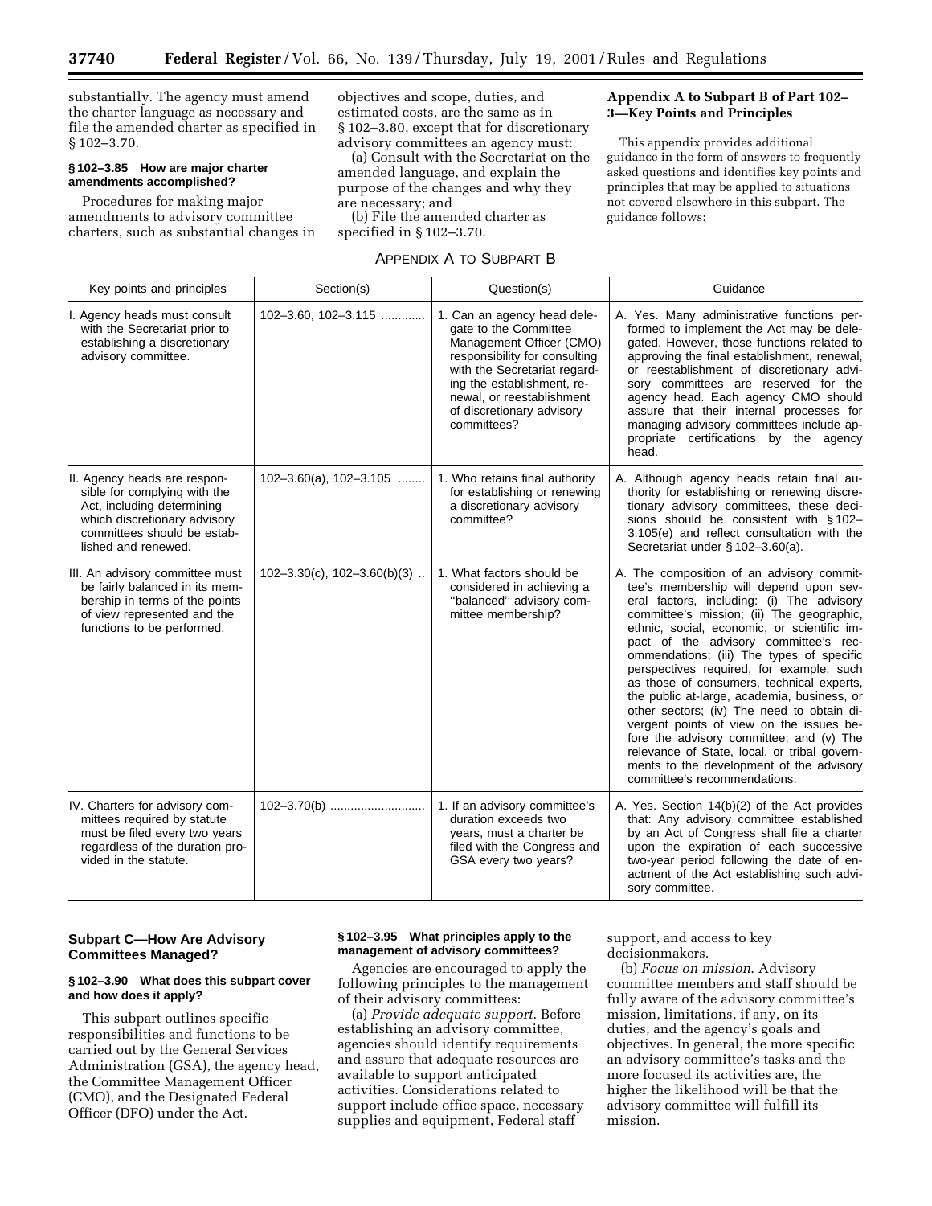substantially. The agency must amend the charter language as necessary and file the amended charter as specified in § 102–3.70.

#### § 102–3.85 How are major charter amendments accomplished?

Procedures for making major amendments to advisory committee charters, such as substantial changes in objectives and scope, duties, and estimated costs, are the same as in § 102–3.80, except that for discretionary advisory committees an agency must:

(a) Consult with the Secretariat on the amended language, and explain the purpose of the changes and why they are necessary; and

(b) File the amended charter as specified in § 102–3.70.

### Appendix A to Subpart B of Part 102–3—Key Points and Principles

This appendix provides additional guidance in the form of answers to frequently asked questions and identifies key points and principles that may be applied to situations not covered elsewhere in this subpart. The guidance follows:

APPENDIX A TO SUBPART B

| Key points and principles | Section(s) | Question(s) | Guidance |
|---|---|---|---|
| I. Agency heads must consult with the Secretariat prior to establishing a discretionary advisory committee. | 102–3.60, 102–3.115 | 1. Can an agency head delegate to the Committee Management Officer (CMO) responsibility for consulting with the Secretariat regarding the establishment, renewal, or reestablishment of discretionary advisory committees? | A. Yes. Many administrative functions performed to implement the Act may be delegated. However, those functions related to approving the final establishment, renewal, or reestablishment of discretionary advisory committees are reserved for the agency head. Each agency CMO should assure that their internal processes for managing advisory committees include appropriate certifications by the agency head. |
| II. Agency heads are responsible for complying with the Act, including determining which discretionary advisory committees should be established and renewed. | 102–3.60(a), 102–3.105 | 1. Who retains final authority for establishing or renewing a discretionary advisory committee? | A. Although agency heads retain final authority for establishing or renewing discretionary advisory committees, these decisions should be consistent with § 102–3.105(e) and reflect consultation with the Secretariat under § 102–3.60(a). |
| III. An advisory committee must be fairly balanced in its membership in terms of the points of view represented and the functions to be performed. | 102–3.30(c), 102–3.60(b)(3) | 1. What factors should be considered in achieving a "balanced" advisory committee membership? | A. The composition of an advisory committee's membership will depend upon several factors, including: (i) The advisory committee's mission; (ii) The geographic, ethnic, social, economic, or scientific impact of the advisory committee's recommendations; (iii) The types of specific perspectives required, for example, such as those of consumers, technical experts, the public at-large, academia, business, or other sectors; (iv) The need to obtain divergent points of view on the issues before the advisory committee; and (v) The relevance of State, local, or tribal governments to the development of the advisory committee's recommendations. |
| IV. Charters for advisory committees required by statute must be filed every two years regardless of the duration provided in the statute. | 102–3.70(b) | 1. If an advisory committee's duration exceeds two years, must a charter be filed with the Congress and GSA every two years? | A. Yes. Section 14(b)(2) of the Act provides that: Any advisory committee established by an Act of Congress shall file a charter upon the expiration of each successive two-year period following the date of enactment of the Act establishing such advisory committee. |

## Subpart C—How Are Advisory Committees Managed?

#### § 102–3.90 What does this subpart cover and how does it apply?

This subpart outlines specific responsibilities and functions to be carried out by the General Services Administration (GSA), the agency head, the Committee Management Officer (CMO), and the Designated Federal Officer (DFO) under the Act.

#### § 102–3.95 What principles apply to the management of advisory committees?

Agencies are encouraged to apply the following principles to the management of their advisory committees:

(a) *Provide adequate support.* Before establishing an advisory committee, agencies should identify requirements and assure that adequate resources are available to support anticipated activities. Considerations related to support include office space, necessary supplies and equipment, Federal staff support, and access to key decisionmakers.

(b) *Focus on mission.* Advisory committee members and staff should be fully aware of the advisory committee's mission, limitations, if any, on its duties, and the agency's goals and objectives. In general, the more specific an advisory committee's tasks and the more focused its activities are, the higher the likelihood will be that the advisory committee will fulfill its mission.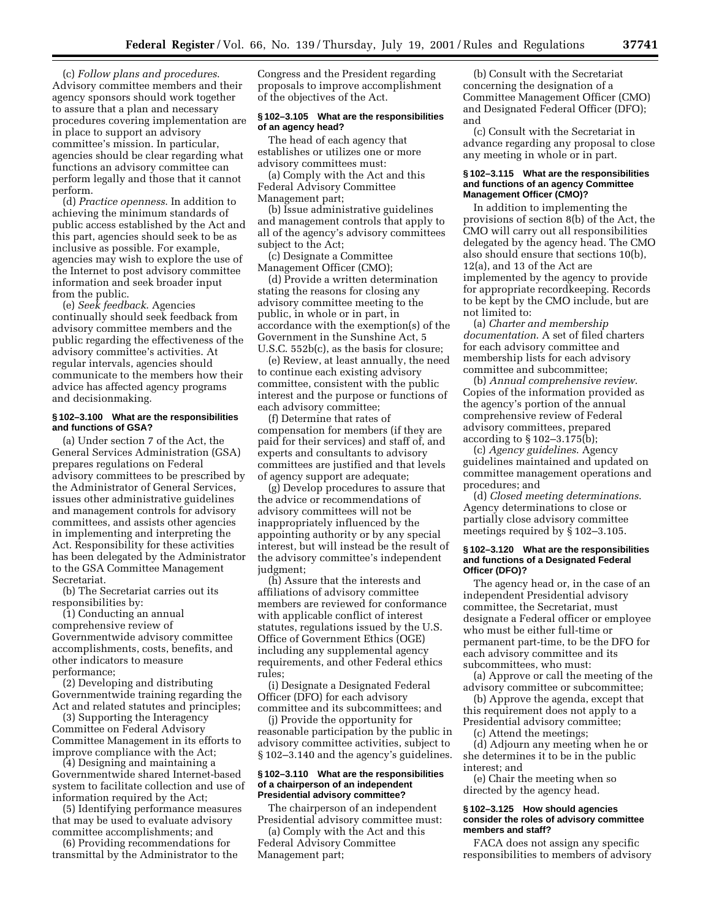(c) *Follow plans and procedures*. Advisory committee members and their agency sponsors should work together to assure that a plan and necessary procedures covering implementation are in place to support an advisory committee's mission. In particular, agencies should be clear regarding what functions an advisory committee can perform legally and those that it cannot perform.

(d) *Practice openness*. In addition to achieving the minimum standards of public access established by the Act and this part, agencies should seek to be as inclusive as possible. For example, agencies may wish to explore the use of the Internet to post advisory committee information and seek broader input from the public.

(e) *Seek feedback*. Agencies continually should seek feedback from advisory committee members and the public regarding the effectiveness of the advisory committee's activities. At regular intervals, agencies should communicate to the members how their advice has affected agency programs and decisionmaking.

#### § 102–3.100 What are the responsibilities and functions of GSA?

(a) Under section 7 of the Act, the General Services Administration (GSA) prepares regulations on Federal advisory committees to be prescribed by the Administrator of General Services, issues other administrative guidelines and management controls for advisory committees, and assists other agencies in implementing and interpreting the Act. Responsibility for these activities has been delegated by the Administrator to the GSA Committee Management Secretariat.

(b) The Secretariat carries out its responsibilities by:

(1) Conducting an annual comprehensive review of Governmentwide advisory committee accomplishments, costs, benefits, and other indicators to measure performance;

(2) Developing and distributing Governmentwide training regarding the Act and related statutes and principles;

(3) Supporting the Interagency Committee on Federal Advisory Committee Management in its efforts to improve compliance with the Act;

(4) Designing and maintaining a Governmentwide shared Internet-based system to facilitate collection and use of information required by the Act;

(5) Identifying performance measures that may be used to evaluate advisory committee accomplishments; and

(6) Providing recommendations for transmittal by the Administrator to the Congress and the President regarding proposals to improve accomplishment of the objectives of the Act.

#### § 102–3.105 What are the responsibilities of an agency head?

The head of each agency that establishes or utilizes one or more advisory committees must:

(a) Comply with the Act and this Federal Advisory Committee Management part;

(b) Issue administrative guidelines and management controls that apply to all of the agency's advisory committees subject to the Act;

(c) Designate a Committee Management Officer (CMO);

(d) Provide a written determination stating the reasons for closing any advisory committee meeting to the public, in whole or in part, in accordance with the exemption(s) of the Government in the Sunshine Act, 5 U.S.C. 552b(c), as the basis for closure;

(e) Review, at least annually, the need to continue each existing advisory committee, consistent with the public interest and the purpose or functions of each advisory committee;

(f) Determine that rates of compensation for members (if they are paid for their services) and staff of, and experts and consultants to advisory committees are justified and that levels of agency support are adequate;

(g) Develop procedures to assure that the advice or recommendations of advisory committees will not be inappropriately influenced by the appointing authority or by any special interest, but will instead be the result of the advisory committee's independent judgment;

(h) Assure that the interests and affiliations of advisory committee members are reviewed for conformance with applicable conflict of interest statutes, regulations issued by the U.S. Office of Government Ethics (OGE) including any supplemental agency requirements, and other Federal ethics rules;

(i) Designate a Designated Federal Officer (DFO) for each advisory committee and its subcommittees; and

(j) Provide the opportunity for reasonable participation by the public in advisory committee activities, subject to § 102–3.140 and the agency's guidelines.

#### § 102–3.110 What are the responsibilities of a chairperson of an independent Presidential advisory committee?

The chairperson of an independent Presidential advisory committee must:

(a) Comply with the Act and this Federal Advisory Committee Management part;

(b) Consult with the Secretariat concerning the designation of a Committee Management Officer (CMO) and Designated Federal Officer (DFO); and

(c) Consult with the Secretariat in advance regarding any proposal to close any meeting in whole or in part.

#### § 102–3.115 What are the responsibilities and functions of an agency Committee Management Officer (CMO)?

In addition to implementing the provisions of section 8(b) of the Act, the CMO will carry out all responsibilities delegated by the agency head. The CMO also should ensure that sections 10(b), 12(a), and 13 of the Act are implemented by the agency to provide for appropriate recordkeeping. Records to be kept by the CMO include, but are not limited to:

(a) *Charter and membership documentation*. A set of filed charters for each advisory committee and membership lists for each advisory committee and subcommittee;

(b) *Annual comprehensive review*. Copies of the information provided as the agency's portion of the annual comprehensive review of Federal advisory committees, prepared according to § 102–3.175(b);

(c) *Agency guidelines*. Agency guidelines maintained and updated on committee management operations and procedures; and

(d) *Closed meeting determinations*. Agency determinations to close or partially close advisory committee meetings required by § 102–3.105.

#### § 102–3.120 What are the responsibilities and functions of a Designated Federal Officer (DFO)?

The agency head or, in the case of an independent Presidential advisory committee, the Secretariat, must designate a Federal officer or employee who must be either full-time or permanent part-time, to be the DFO for each advisory committee and its subcommittees, who must:

(a) Approve or call the meeting of the advisory committee or subcommittee;

(b) Approve the agenda, except that this requirement does not apply to a Presidential advisory committee;

(c) Attend the meetings;

(d) Adjourn any meeting when he or she determines it to be in the public interest; and

(e) Chair the meeting when so directed by the agency head.

#### § 102–3.125 How should agencies consider the roles of advisory committee members and staff?

FACA does not assign any specific responsibilities to members of advisory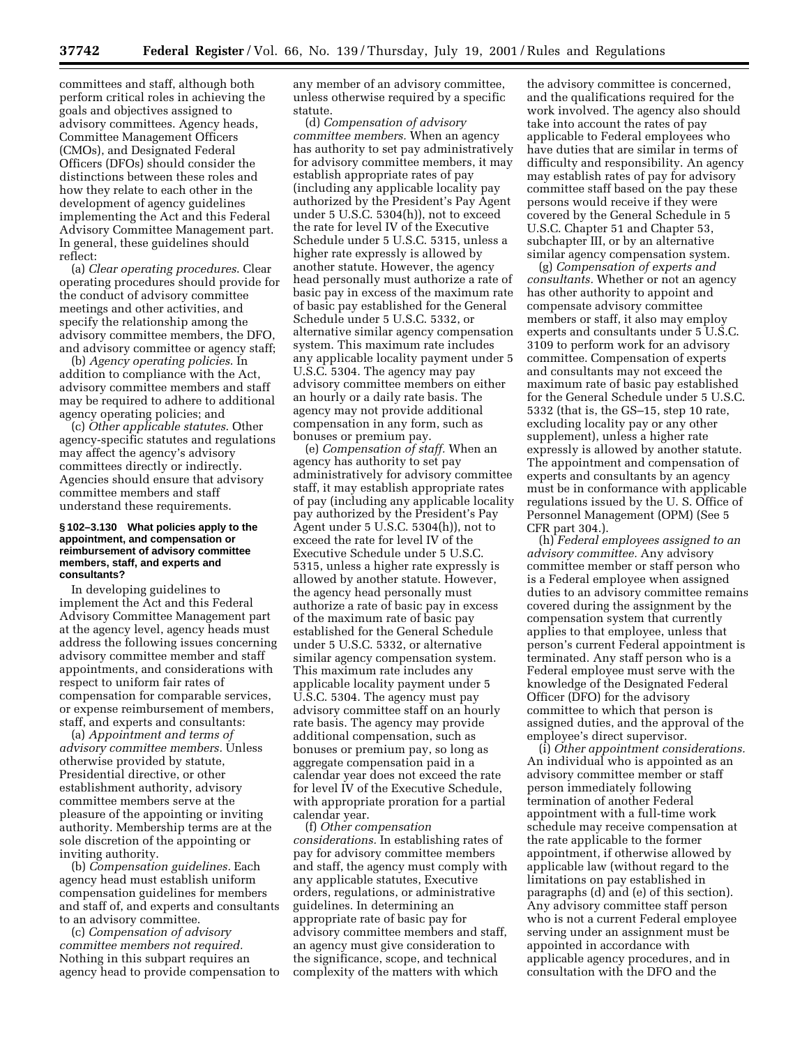committees and staff, although both perform critical roles in achieving the goals and objectives assigned to advisory committees. Agency heads, Committee Management Officers (CMOs), and Designated Federal Officers (DFOs) should consider the distinctions between these roles and how they relate to each other in the development of agency guidelines implementing the Act and this Federal Advisory Committee Management part. In general, these guidelines should reflect:

(a) *Clear operating procedures*. Clear operating procedures should provide for the conduct of advisory committee meetings and other activities, and specify the relationship among the advisory committee members, the DFO, and advisory committee or agency staff;

(b) *Agency operating policies*. In addition to compliance with the Act, advisory committee members and staff may be required to adhere to additional agency operating policies; and

(c) *Other applicable statutes*. Other agency-specific statutes and regulations may affect the agency's advisory committees directly or indirectly. Agencies should ensure that advisory committee members and staff understand these requirements.

#### § 102–3.130 What policies apply to the appointment, and compensation or reimbursement of advisory committee members, staff, and experts and consultants?

In developing guidelines to implement the Act and this Federal Advisory Committee Management part at the agency level, agency heads must address the following issues concerning advisory committee member and staff appointments, and considerations with respect to uniform fair rates of compensation for comparable services, or expense reimbursement of members, staff, and experts and consultants:

(a) *Appointment and terms of advisory committee members.* Unless otherwise provided by statute, Presidential directive, or other establishment authority, advisory committee members serve at the pleasure of the appointing or inviting authority. Membership terms are at the sole discretion of the appointing or inviting authority.

(b) *Compensation guidelines.* Each agency head must establish uniform compensation guidelines for members and staff of, and experts and consultants to an advisory committee.

(c) *Compensation of advisory committee members not required.* Nothing in this subpart requires an agency head to provide compensation to any member of an advisory committee, unless otherwise required by a specific statute.

(d) *Compensation of advisory committee members.* When an agency has authority to set pay administratively for advisory committee members, it may establish appropriate rates of pay (including any applicable locality pay authorized by the President's Pay Agent under 5 U.S.C. 5304(h)), not to exceed the rate for level IV of the Executive Schedule under 5 U.S.C. 5315, unless a higher rate expressly is allowed by another statute. However, the agency head personally must authorize a rate of basic pay in excess of the maximum rate of basic pay established for the General Schedule under 5 U.S.C. 5332, or alternative similar agency compensation system. This maximum rate includes any applicable locality payment under 5 U.S.C. 5304. The agency may pay advisory committee members on either an hourly or a daily rate basis. The agency may not provide additional compensation in any form, such as bonuses or premium pay.

(e) *Compensation of staff.* When an agency has authority to set pay administratively for advisory committee staff, it may establish appropriate rates of pay (including any applicable locality pay authorized by the President's Pay Agent under 5 U.S.C. 5304(h)), not to exceed the rate for level IV of the Executive Schedule under 5 U.S.C. 5315, unless a higher rate expressly is allowed by another statute. However, the agency head personally must authorize a rate of basic pay in excess of the maximum rate of basic pay established for the General Schedule under 5 U.S.C. 5332, or alternative similar agency compensation system. This maximum rate includes any applicable locality payment under 5 U.S.C. 5304. The agency must pay advisory committee staff on an hourly rate basis. The agency may provide additional compensation, such as bonuses or premium pay, so long as aggregate compensation paid in a calendar year does not exceed the rate for level IV of the Executive Schedule, with appropriate proration for a partial calendar year.

(f) *Other compensation considerations.* In establishing rates of pay for advisory committee members and staff, the agency must comply with any applicable statutes, Executive orders, regulations, or administrative guidelines. In determining an appropriate rate of basic pay for advisory committee members and staff, an agency must give consideration to the significance, scope, and technical complexity of the matters with which the advisory committee is concerned, and the qualifications required for the work involved. The agency also should take into account the rates of pay applicable to Federal employees who have duties that are similar in terms of difficulty and responsibility. An agency may establish rates of pay for advisory committee staff based on the pay these persons would receive if they were covered by the General Schedule in 5 U.S.C. Chapter 51 and Chapter 53, subchapter III, or by an alternative similar agency compensation system.

(g) *Compensation of experts and consultants.* Whether or not an agency has other authority to appoint and compensate advisory committee members or staff, it also may employ experts and consultants under 5 U.S.C. 3109 to perform work for an advisory committee. Compensation of experts and consultants may not exceed the maximum rate of basic pay established for the General Schedule under 5 U.S.C. 5332 (that is, the GS–15, step 10 rate, excluding locality pay or any other supplement), unless a higher rate expressly is allowed by another statute. The appointment and compensation of experts and consultants by an agency must be in conformance with applicable regulations issued by the U. S. Office of Personnel Management (OPM) (See 5 CFR part 304.).

(h) *Federal employees assigned to an advisory committee.* Any advisory committee member or staff person who is a Federal employee when assigned duties to an advisory committee remains covered during the assignment by the compensation system that currently applies to that employee, unless that person's current Federal appointment is terminated. Any staff person who is a Federal employee must serve with the knowledge of the Designated Federal Officer (DFO) for the advisory committee to which that person is assigned duties, and the approval of the employee's direct supervisor.

(i) *Other appointment considerations.* An individual who is appointed as an advisory committee member or staff person immediately following termination of another Federal appointment with a full-time work schedule may receive compensation at the rate applicable to the former appointment, if otherwise allowed by applicable law (without regard to the limitations on pay established in paragraphs (d) and (e) of this section). Any advisory committee staff person who is not a current Federal employee serving under an assignment must be appointed in accordance with applicable agency procedures, and in consultation with the DFO and the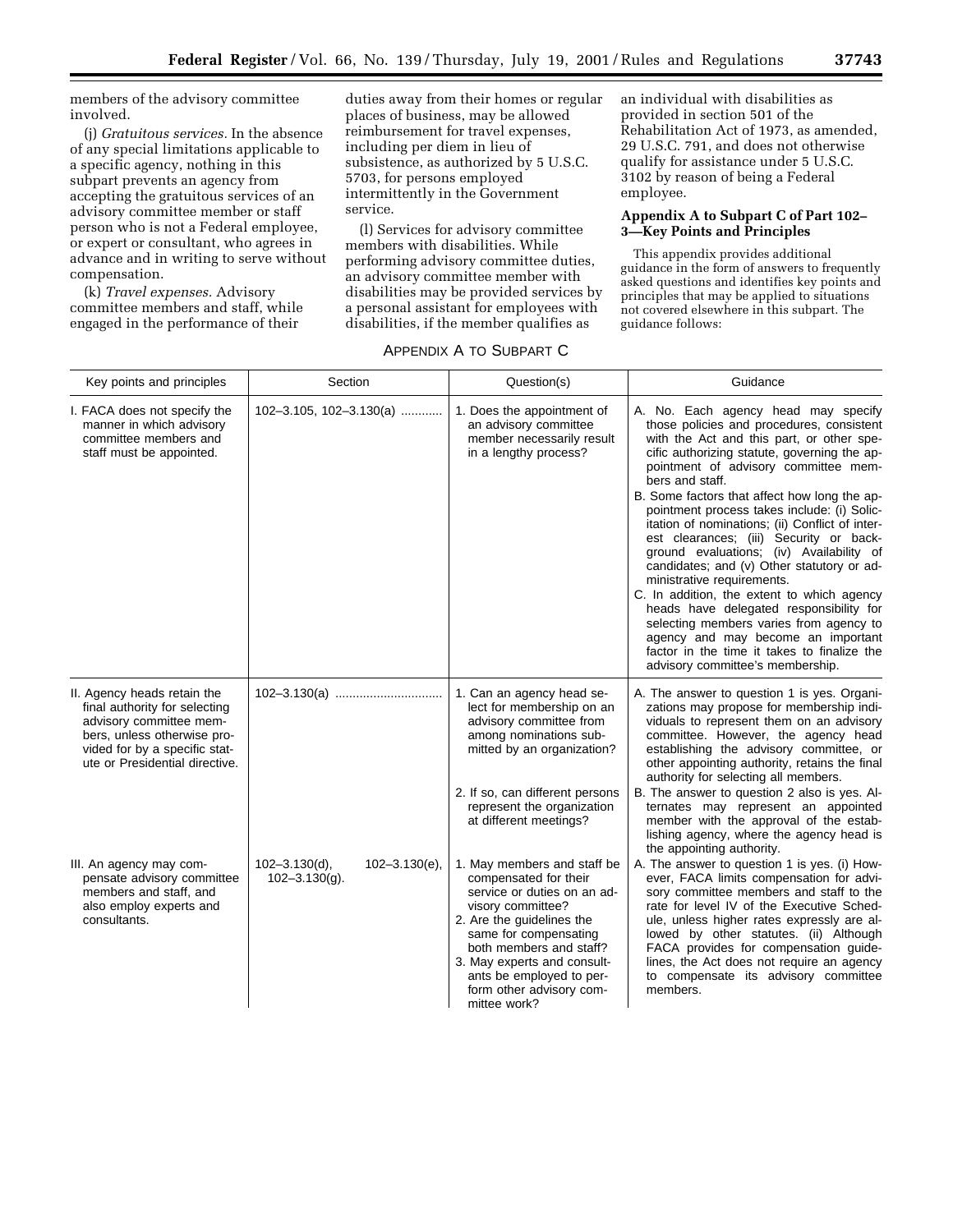members of the advisory committee involved.

(j) *Gratuitous services.* In the absence of any special limitations applicable to a specific agency, nothing in this subpart prevents an agency from accepting the gratuitous services of an advisory committee member or staff person who is not a Federal employee, or expert or consultant, who agrees in advance and in writing to serve without compensation.

(k) *Travel expenses.* Advisory committee members and staff, while engaged in the performance of their duties away from their homes or regular places of business, may be allowed reimbursement for travel expenses, including per diem in lieu of subsistence, as authorized by 5 U.S.C. 5703, for persons employed intermittently in the Government service.

(l) Services for advisory committee members with disabilities. While performing advisory committee duties, an advisory committee member with disabilities may be provided services by a personal assistant for employees with disabilities, if the member qualifies as an individual with disabilities as provided in section 501 of the Rehabilitation Act of 1973, as amended, 29 U.S.C. 791, and does not otherwise qualify for assistance under 5 U.S.C. 3102 by reason of being a Federal employee.

### Appendix A to Subpart C of Part 102–3—Key Points and Principles

This appendix provides additional guidance in the form of answers to frequently asked questions and identifies key points and principles that may be applied to situations not covered elsewhere in this subpart. The guidance follows:

APPENDIX A TO SUBPART C

| Key points and principles | Section | Question(s) | Guidance |
|---|---|---|---|
| I. FACA does not specify the manner in which advisory committee members and staff must be appointed. | 102–3.105, 102–3.130(a) | 1. Does the appointment of an advisory committee member necessarily result in a lengthy process? | A. No. Each agency head may specify those policies and procedures, consistent with the Act and this part, or other specific authorizing statute, governing the appointment of advisory committee members and staff. B. Some factors that affect how long the appointment process takes include: (i) Solicitation of nominations; (ii) Conflict of interest clearances; (iii) Security or background evaluations; (iv) Availability of candidates; and (v) Other statutory or administrative requirements. C. In addition, the extent to which agency heads have delegated responsibility for selecting members varies from agency to agency and may become an important factor in the time it takes to finalize the advisory committee's membership. |
| II. Agency heads retain the final authority for selecting advisory committee members, unless otherwise provided for by a specific statute or Presidential directive. | 102–3.130(a) | 1. Can an agency head select for membership on an advisory committee from among nominations submitted by an organization? 2. If so, can different persons represent the organization at different meetings? | A. The answer to question 1 is yes. Organizations may propose for membership individuals to represent them on an advisory committee. However, the agency head establishing the advisory committee, or other appointing authority, retains the final authority for selecting all members. B. The answer to question 2 also is yes. Alternates may represent an appointed member with the approval of the establishing agency, where the agency head is the appointing authority. |
| III. An agency may compensate advisory committee members and staff, and also employ experts and consultants. | 102–3.130(d), 102–3.130(e), 102–3.130(g). | 1. May members and staff be compensated for their service or duties on an advisory committee? 2. Are the guidelines the same for compensating both members and staff? 3. May experts and consultants be employed to perform other advisory committee work? | A. The answer to question 1 is yes. (i) However, FACA limits compensation for advisory committee members and staff to the rate for level IV of the Executive Schedule, unless higher rates expressly are allowed by other statutes. (ii) Although FACA provides for compensation guidelines, the Act does not require an agency to compensate its advisory committee members. |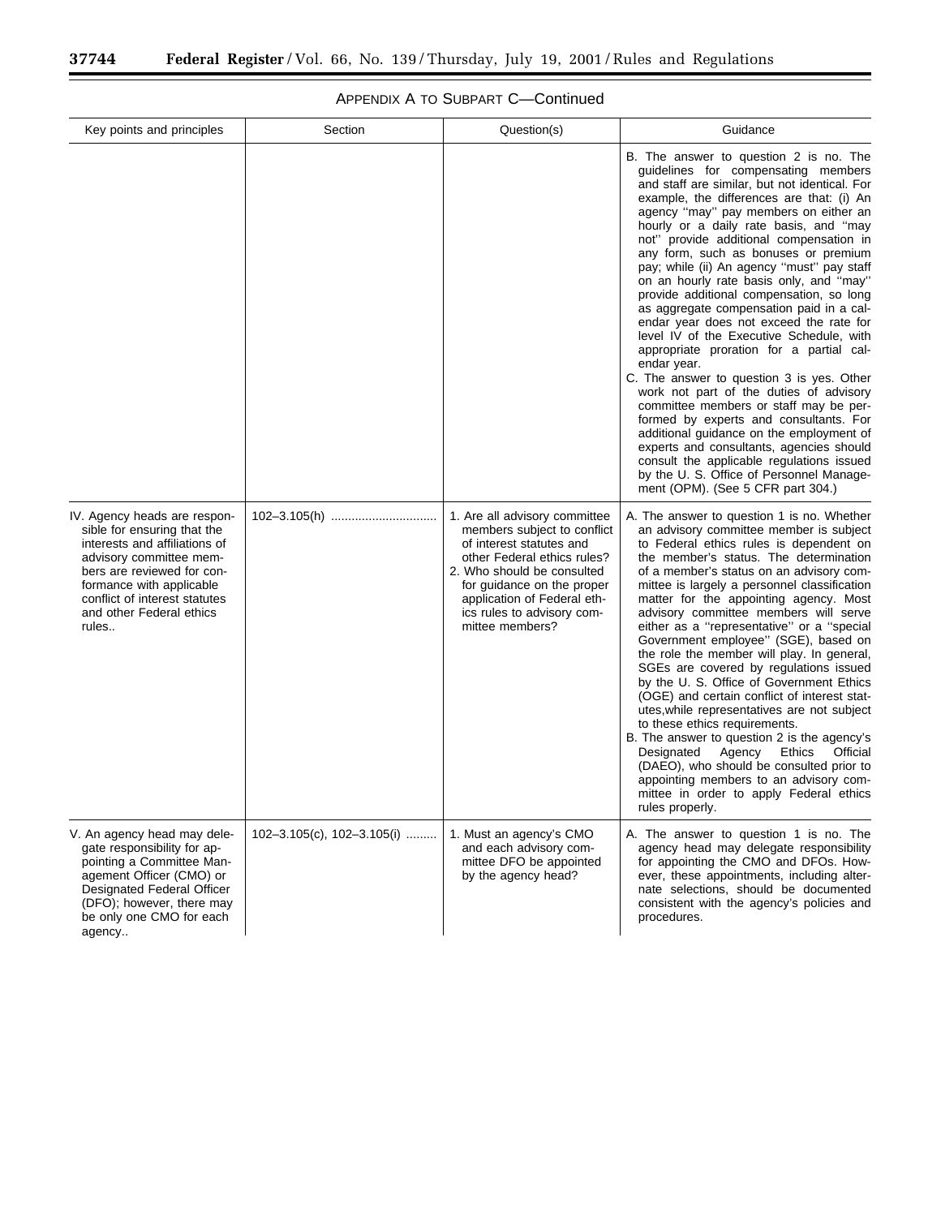APPENDIX A TO SUBPART C—Continued

| Key points and principles | Section | Question(s) | Guidance |
|---|---|---|---|
| | | | B. The answer to question 2 is no. The guidelines for compensating members and staff are similar, but not identical. For example, the differences are that: (i) An agency "may" pay members on either an hourly or a daily rate basis, and "may not" provide additional compensation in any form, such as bonuses or premium pay; while (ii) An agency "must" pay staff on an hourly rate basis only, and "may" provide additional compensation, so long as aggregate compensation paid in a calendar year does not exceed the rate for level IV of the Executive Schedule, with appropriate proration for a partial calendar year. C. The answer to question 3 is yes. Other work not part of the duties of advisory committee members or staff may be performed by experts and consultants. For additional guidance on the employment of experts and consultants, agencies should consult the applicable regulations issued by the U. S. Office of Personnel Management (OPM). (See 5 CFR part 304.) |
| IV. Agency heads are responsible for ensuring that the interests and affiliations of advisory committee members are reviewed for conformance with applicable conflict of interest statutes and other Federal ethics rules.. | 102–3.105(h) | 1. Are all advisory committee members subject to conflict of interest statutes and other Federal ethics rules? 2. Who should be consulted for guidance on the proper application of Federal ethics rules to advisory committee members? | A. The answer to question 1 is no. Whether an advisory committee member is subject to Federal ethics rules is dependent on the member's status. The determination of a member's status on an advisory committee is largely a personnel classification matter for the appointing agency. Most advisory committee members will serve either as a "representative" or a "special Government employee" (SGE), based on the role the member will play. In general, SGEs are covered by regulations issued by the U. S. Office of Government Ethics (OGE) and certain conflict of interest statutes,while representatives are not subject to these ethics requirements. B. The answer to question 2 is the agency's Designated Agency Ethics Official (DAEO), who should be consulted prior to appointing members to an advisory committee in order to apply Federal ethics rules properly. |
| V. An agency head may delegate responsibility for appointing a Committee Management Officer (CMO) or Designated Federal Officer (DFO); however, there may be only one CMO for each agency.. | 102–3.105(c), 102–3.105(i) | 1. Must an agency's CMO and each advisory committee DFO be appointed by the agency head? | A. The answer to question 1 is no. The agency head may delegate responsibility for appointing the CMO and DFOs. However, these appointments, including alternate selections, should be documented consistent with the agency's policies and procedures. |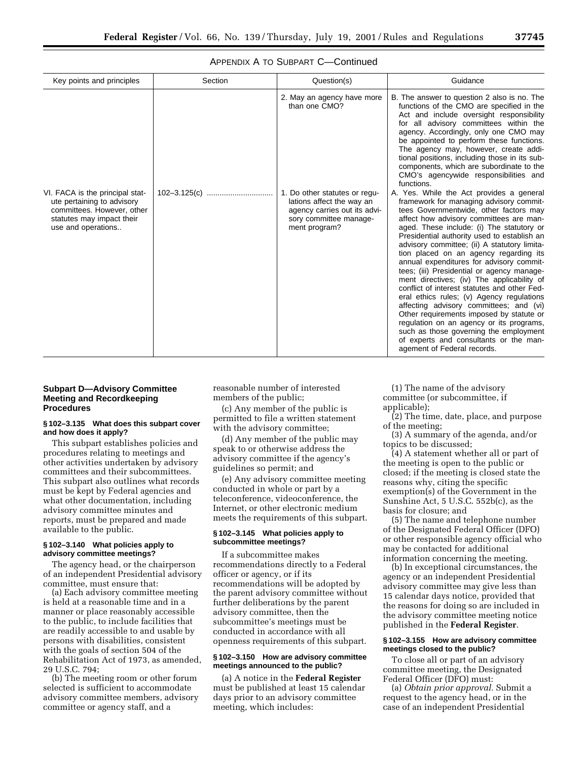APPENDIX A TO SUBPART C—Continued

| Key points and principles | Section | Question(s) | Guidance |
| --- | --- | --- | --- |
| | | 2. May an agency have more than one CMO? | B. The answer to question 2 also is no. The functions of the CMO are specified in the Act and include oversight responsibility for all advisory committees within the agency. Accordingly, only one CMO may be appointed to perform these functions. The agency may, however, create additional positions, including those in its subcomponents, which are subordinate to the CMO's agencywide responsibilities and functions. |
| VI. FACA is the principal statute pertaining to advisory committees. However, other statutes may impact their use and operations.. | 102–3.125(c) | 1. Do other statutes or regulations affect the way an agency carries out its advisory committee management program? | A. Yes. While the Act provides a general framework for managing advisory committees Governmentwide, other factors may affect how advisory committees are managed. These include: (i) The statutory or Presidential authority used to establish an advisory committee; (ii) A statutory limitation placed on an agency regarding its annual expenditures for advisory committees; (iii) Presidential or agency management directives; (iv) The applicability of conflict of interest statutes and other Federal ethics rules; (v) Agency regulations affecting advisory committees; and (vi) Other requirements imposed by statute or regulation on an agency or its programs, such as those governing the employment of experts and consultants or the management of Federal records. |

## Subpart D—Advisory Committee Meeting and Recordkeeping Procedures

### § 102–3.135 What does this subpart cover and how does it apply?

This subpart establishes policies and procedures relating to meetings and other activities undertaken by advisory committees and their subcommittees. This subpart also outlines what records must be kept by Federal agencies and what other documentation, including advisory committee minutes and reports, must be prepared and made available to the public.

### § 102–3.140 What policies apply to advisory committee meetings?

The agency head, or the chairperson of an independent Presidential advisory committee, must ensure that:

(a) Each advisory committee meeting is held at a reasonable time and in a manner or place reasonably accessible to the public, to include facilities that are readily accessible to and usable by persons with disabilities, consistent with the goals of section 504 of the Rehabilitation Act of 1973, as amended, 29 U.S.C. 794;

(b) The meeting room or other forum selected is sufficient to accommodate advisory committee members, advisory committee or agency staff, and a reasonable number of interested members of the public;

(c) Any member of the public is permitted to file a written statement with the advisory committee;

(d) Any member of the public may speak to or otherwise address the advisory committee if the agency's guidelines so permit; and

(e) Any advisory committee meeting conducted in whole or part by a teleconference, videoconference, the Internet, or other electronic medium meets the requirements of this subpart.

### § 102–3.145 What policies apply to subcommittee meetings?

If a subcommittee makes recommendations directly to a Federal officer or agency, or if its recommendations will be adopted by the parent advisory committee without further deliberations by the parent advisory committee, then the subcommittee's meetings must be conducted in accordance with all openness requirements of this subpart.

### § 102–3.150 How are advisory committee meetings announced to the public?

(a) A notice in the **Federal Register** must be published at least 15 calendar days prior to an advisory committee meeting, which includes:

(1) The name of the advisory committee (or subcommittee, if applicable);

(2) The time, date, place, and purpose of the meeting;

(3) A summary of the agenda, and/or topics to be discussed;

(4) A statement whether all or part of the meeting is open to the public or closed; if the meeting is closed state the reasons why, citing the specific exemption(s) of the Government in the Sunshine Act, 5 U.S.C. 552b(c), as the basis for closure; and

(5) The name and telephone number of the Designated Federal Officer (DFO) or other responsible agency official who may be contacted for additional information concerning the meeting.

(b) In exceptional circumstances, the agency or an independent Presidential advisory committee may give less than 15 calendar days notice, provided that the reasons for doing so are included in the advisory committee meeting notice published in the **Federal Register**.

### § 102–3.155 How are advisory committee meetings closed to the public?

To close all or part of an advisory committee meeting, the Designated Federal Officer (DFO) must:

(a) *Obtain prior approval.* Submit a request to the agency head, or in the case of an independent Presidential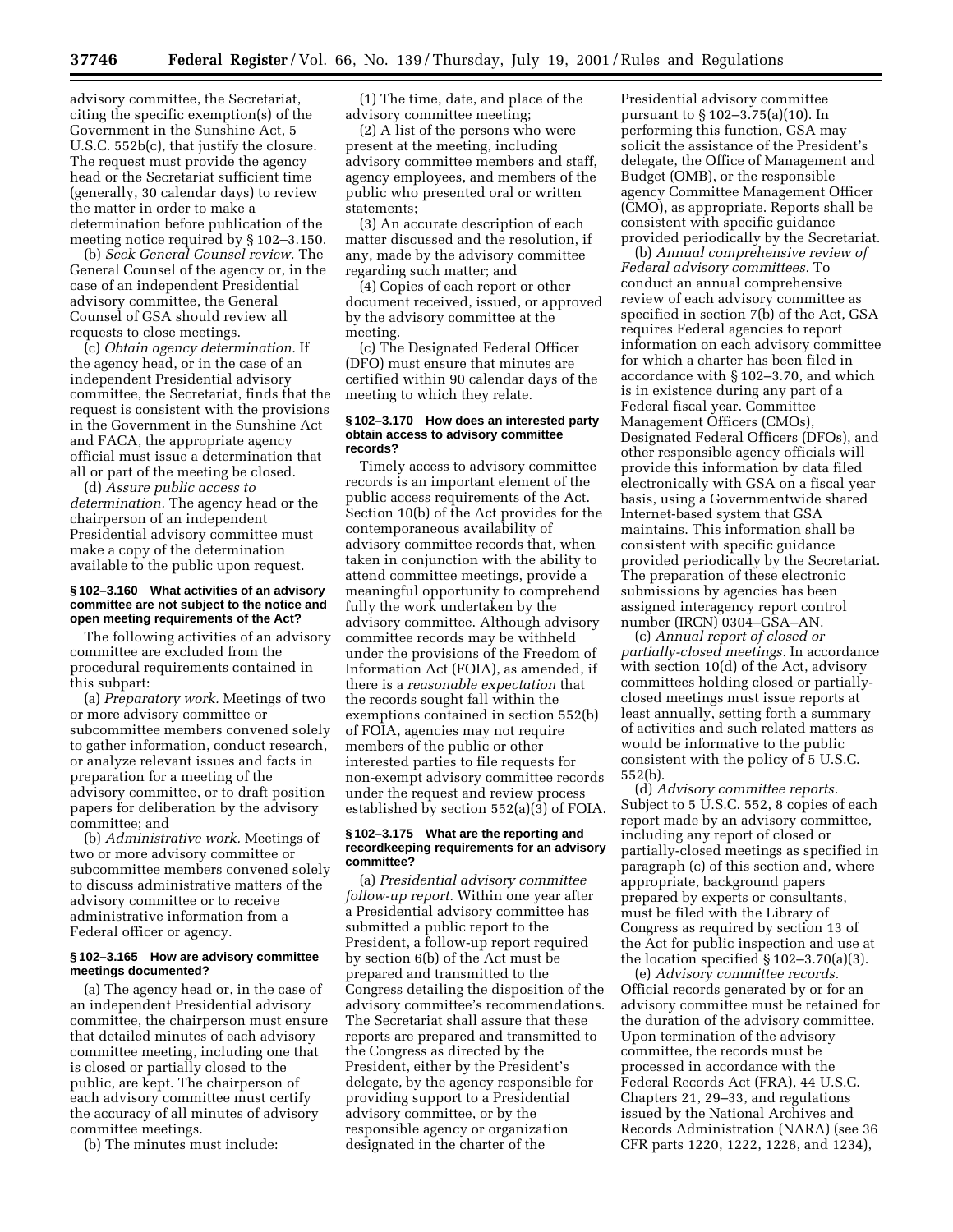advisory committee, the Secretariat, citing the specific exemption(s) of the Government in the Sunshine Act, 5 U.S.C. 552b(c), that justify the closure. The request must provide the agency head or the Secretariat sufficient time (generally, 30 calendar days) to review the matter in order to make a determination before publication of the meeting notice required by § 102–3.150.

(b) *Seek General Counsel review.* The General Counsel of the agency or, in the case of an independent Presidential advisory committee, the General Counsel of GSA should review all requests to close meetings.

(c) *Obtain agency determination.* If the agency head, or in the case of an independent Presidential advisory committee, the Secretariat, finds that the request is consistent with the provisions in the Government in the Sunshine Act and FACA, the appropriate agency official must issue a determination that all or part of the meeting be closed.

(d) *Assure public access to determination.* The agency head or the chairperson of an independent Presidential advisory committee must make a copy of the determination available to the public upon request.

### § 102–3.160 What activities of an advisory committee are not subject to the notice and open meeting requirements of the Act?

The following activities of an advisory committee are excluded from the procedural requirements contained in this subpart:

(a) *Preparatory work.* Meetings of two or more advisory committee or subcommittee members convened solely to gather information, conduct research, or analyze relevant issues and facts in preparation for a meeting of the advisory committee, or to draft position papers for deliberation by the advisory committee; and

(b) *Administrative work.* Meetings of two or more advisory committee or subcommittee members convened solely to discuss administrative matters of the advisory committee or to receive administrative information from a Federal officer or agency.

### § 102–3.165 How are advisory committee meetings documented?

(a) The agency head or, in the case of an independent Presidential advisory committee, the chairperson must ensure that detailed minutes of each advisory committee meeting, including one that is closed or partially closed to the public, are kept. The chairperson of each advisory committee must certify the accuracy of all minutes of advisory committee meetings.

(b) The minutes must include:

(1) The time, date, and place of the advisory committee meeting;

(2) A list of the persons who were present at the meeting, including advisory committee members and staff, agency employees, and members of the public who presented oral or written statements;

(3) An accurate description of each matter discussed and the resolution, if any, made by the advisory committee regarding such matter; and

(4) Copies of each report or other document received, issued, or approved by the advisory committee at the meeting.

(c) The Designated Federal Officer (DFO) must ensure that minutes are certified within 90 calendar days of the meeting to which they relate.

### § 102–3.170 How does an interested party obtain access to advisory committee records?

Timely access to advisory committee records is an important element of the public access requirements of the Act. Section 10(b) of the Act provides for the contemporaneous availability of advisory committee records that, when taken in conjunction with the ability to attend committee meetings, provide a meaningful opportunity to comprehend fully the work undertaken by the advisory committee. Although advisory committee records may be withheld under the provisions of the Freedom of Information Act (FOIA), as amended, if there is a *reasonable expectation* that the records sought fall within the exemptions contained in section 552(b) of FOIA, agencies may not require members of the public or other interested parties to file requests for non-exempt advisory committee records under the request and review process established by section 552(a)(3) of FOIA.

### § 102–3.175 What are the reporting and recordkeeping requirements for an advisory committee?

(a) *Presidential advisory committee follow-up report.* Within one year after a Presidential advisory committee has submitted a public report to the President, a follow-up report required by section 6(b) of the Act must be prepared and transmitted to the Congress detailing the disposition of the advisory committee's recommendations. The Secretariat shall assure that these reports are prepared and transmitted to the Congress as directed by the President, either by the President's delegate, by the agency responsible for providing support to a Presidential advisory committee, or by the responsible agency or organization designated in the charter of the Presidential advisory committee pursuant to § 102–3.75(a)(10). In performing this function, GSA may solicit the assistance of the President's delegate, the Office of Management and Budget (OMB), or the responsible agency Committee Management Officer (CMO), as appropriate. Reports shall be consistent with specific guidance provided periodically by the Secretariat.

(b) *Annual comprehensive review of Federal advisory committees.* To conduct an annual comprehensive review of each advisory committee as specified in section 7(b) of the Act, GSA requires Federal agencies to report information on each advisory committee for which a charter has been filed in accordance with § 102–3.70, and which is in existence during any part of a Federal fiscal year. Committee Management Officers (CMOs), Designated Federal Officers (DFOs), and other responsible agency officials will provide this information by data filed electronically with GSA on a fiscal year basis, using a Governmentwide shared Internet-based system that GSA maintains. This information shall be consistent with specific guidance provided periodically by the Secretariat. The preparation of these electronic submissions by agencies has been assigned interagency report control number (IRCN) 0304–GSA–AN.

(c) *Annual report of closed or partially-closed meetings.* In accordance with section 10(d) of the Act, advisory committees holding closed or partially-closed meetings must issue reports at least annually, setting forth a summary of activities and such related matters as would be informative to the public consistent with the policy of 5 U.S.C. 552(b).

(d) *Advisory committee reports.* Subject to 5 U.S.C. 552, 8 copies of each report made by an advisory committee, including any report of closed or partially-closed meetings as specified in paragraph (c) of this section and, where appropriate, background papers prepared by experts or consultants, must be filed with the Library of Congress as required by section 13 of the Act for public inspection and use at the location specified § 102–3.70(a)(3).

(e) *Advisory committee records.* Official records generated by or for an advisory committee must be retained for the duration of the advisory committee. Upon termination of the advisory committee, the records must be processed in accordance with the Federal Records Act (FRA), 44 U.S.C. Chapters 21, 29–33, and regulations issued by the National Archives and Records Administration (NARA) (see 36 CFR parts 1220, 1222, 1228, and 1234),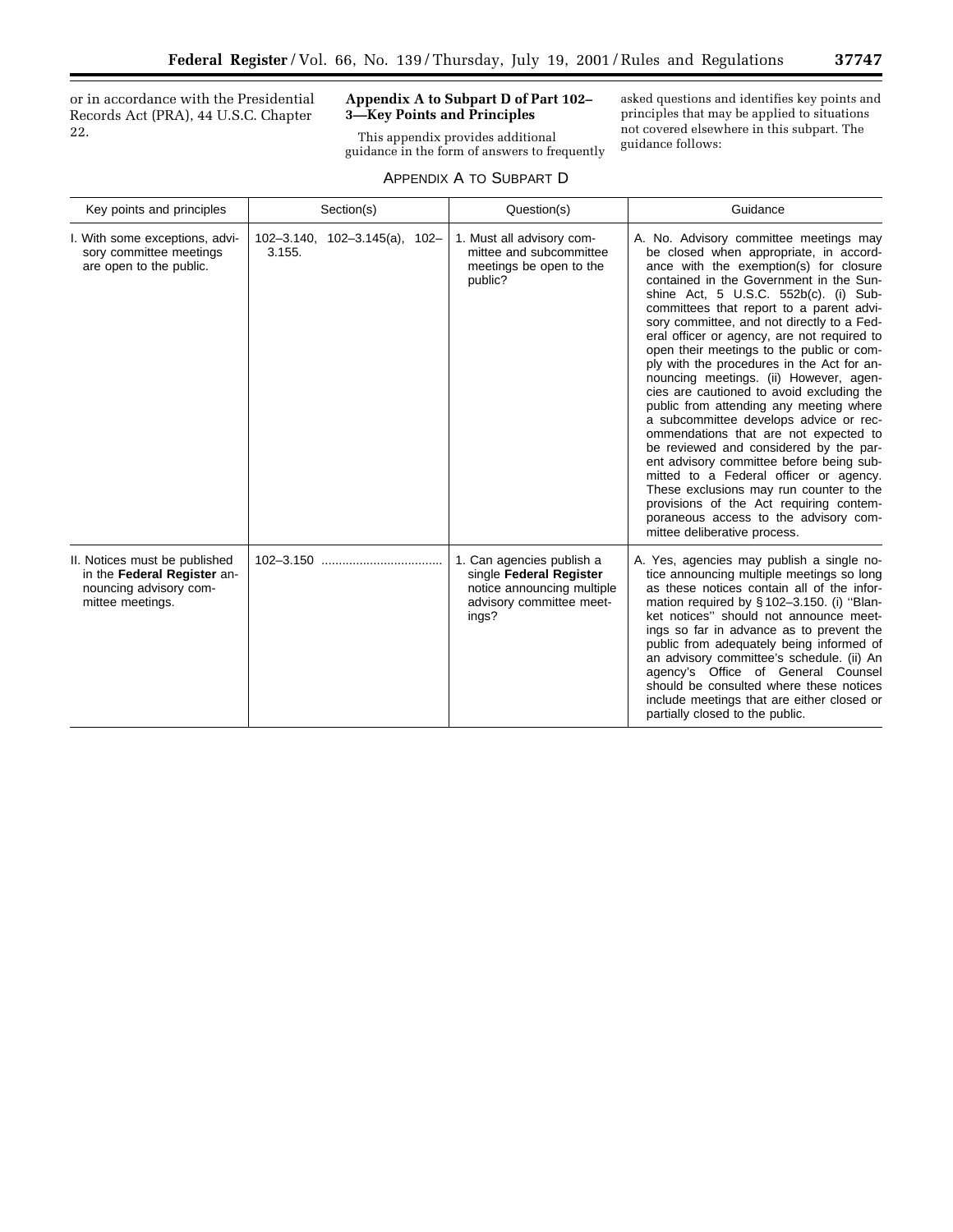or in accordance with the Presidential Records Act (PRA), 44 U.S.C. Chapter 22.

## Appendix A to Subpart D of Part 102–3—Key Points and Principles

This appendix provides additional guidance in the form of answers to frequently asked questions and identifies key points and principles that may be applied to situations not covered elsewhere in this subpart. The guidance follows:

### APPENDIX A TO SUBPART D

| Key points and principles | Section(s) | Question(s) | Guidance |
| --- | --- | --- | --- |
| I. With some exceptions, advisory committee meetings are open to the public. | 102–3.140, 102–3.145(a), 102–3.155. | 1. Must all advisory committee and subcommittee meetings be open to the public? | A. No. Advisory committee meetings may be closed when appropriate, in accordance with the exemption(s) for closure contained in the Government in the Sunshine Act, 5 U.S.C. 552b(c). (i) Subcommittees that report to a parent advisory committee, and not directly to a Federal officer or agency, are not required to open their meetings to the public or comply with the procedures in the Act for announcing meetings. (ii) However, agencies are cautioned to avoid excluding the public from attending any meeting where a subcommittee develops advice or recommendations that are not expected to be reviewed and considered by the parent advisory committee before being submitted to a Federal officer or agency. These exclusions may run counter to the provisions of the Act requiring contemporaneous access to the advisory committee deliberative process. |
| II. Notices must be published in the **Federal Register** announcing advisory committee meetings. | 102–3.150 | 1. Can agencies publish a single **Federal Register** notice announcing multiple advisory committee meetings? | A. Yes, agencies may publish a single notice announcing multiple meetings so long as these notices contain all of the information required by § 102–3.150. (i) "Blanket notices" should not announce meetings so far in advance as to prevent the public from adequately being informed of an advisory committee's schedule. (ii) An agency's Office of General Counsel should be consulted where these notices include meetings that are either closed or partially closed to the public. |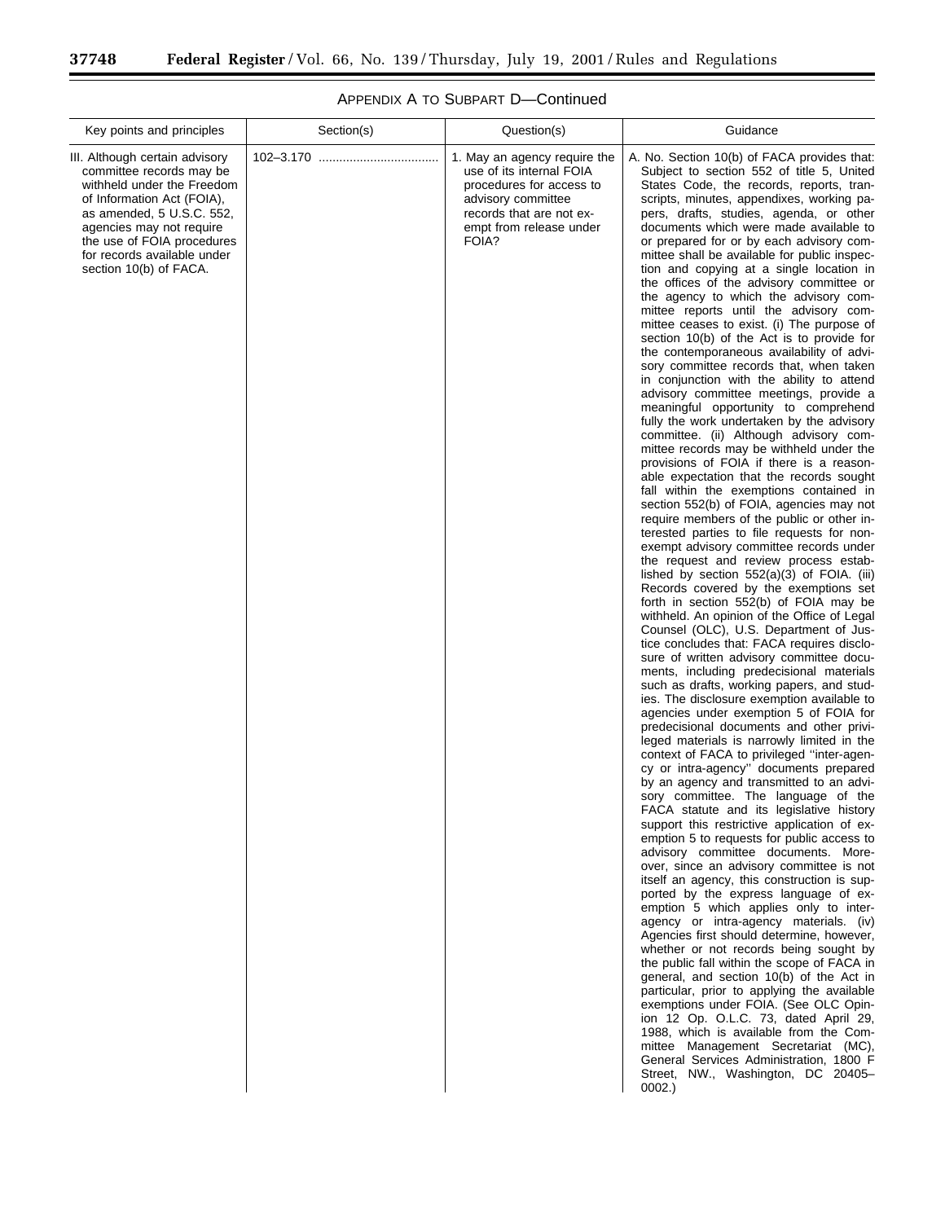APPENDIX A TO SUBPART D—Continued

| Key points and principles | Section(s) | Question(s) | Guidance |
| --- | --- | --- | --- |
| III. Although certain advisory committee records may be withheld under the Freedom of Information Act (FOIA), as amended, 5 U.S.C. 552, agencies may not require the use of FOIA procedures for records available under section 10(b) of FACA. | 102–3.170 | 1. May an agency require the use of its internal FOIA procedures for access to advisory committee records that are not exempt from release under FOIA? | A. No. Section 10(b) of FACA provides that: Subject to section 552 of title 5, United States Code, the records, reports, transcripts, minutes, appendixes, working papers, drafts, studies, agenda, or other documents which were made available to or prepared for or by each advisory committee shall be available for public inspection and copying at a single location in the offices of the advisory committee or the agency to which the advisory committee reports until the advisory committee ceases to exist. (i) The purpose of section 10(b) of the Act is to provide for the contemporaneous availability of advisory committee records that, when taken in conjunction with the ability to attend advisory committee meetings, provide a meaningful opportunity to comprehend fully the work undertaken by the advisory committee. (ii) Although advisory committee records may be withheld under the provisions of FOIA if there is a reasonable expectation that the records sought fall within the exemptions contained in section 552(b) of FOIA, agencies may not require members of the public or other interested parties to file requests for non-exempt advisory committee records under the request and review process established by section 552(a)(3) of FOIA. (iii) Records covered by the exemptions set forth in section 552(b) of FOIA may be withheld. An opinion of the Office of Legal Counsel (OLC), U.S. Department of Justice concludes that: FACA requires disclosure of written advisory committee documents, including predecisional materials such as drafts, working papers, and studies. The disclosure exemption available to agencies under exemption 5 of FOIA for predecisional documents and other privileged materials is narrowly limited in the context of FACA to privileged "inter-agency or intra-agency" documents prepared by an agency and transmitted to an advisory committee. The language of the FACA statute and its legislative history support this restrictive application of exemption 5 to requests for public access to advisory committee documents. Moreover, since an advisory committee is not itself an agency, this construction is supported by the express language of exemption 5 which applies only to inter-agency or intra-agency materials. (iv) Agencies first should determine, however, whether or not records being sought by the public fall within the scope of FACA in general, and section 10(b) of the Act in particular, prior to applying the available exemptions under FOIA. (See OLC Opinion 12 Op. O.L.C. 73, dated April 29, 1988, which is available from the Committee Management Secretariat (MC), General Services Administration, 1800 F Street, NW., Washington, DC 20405–0002.) |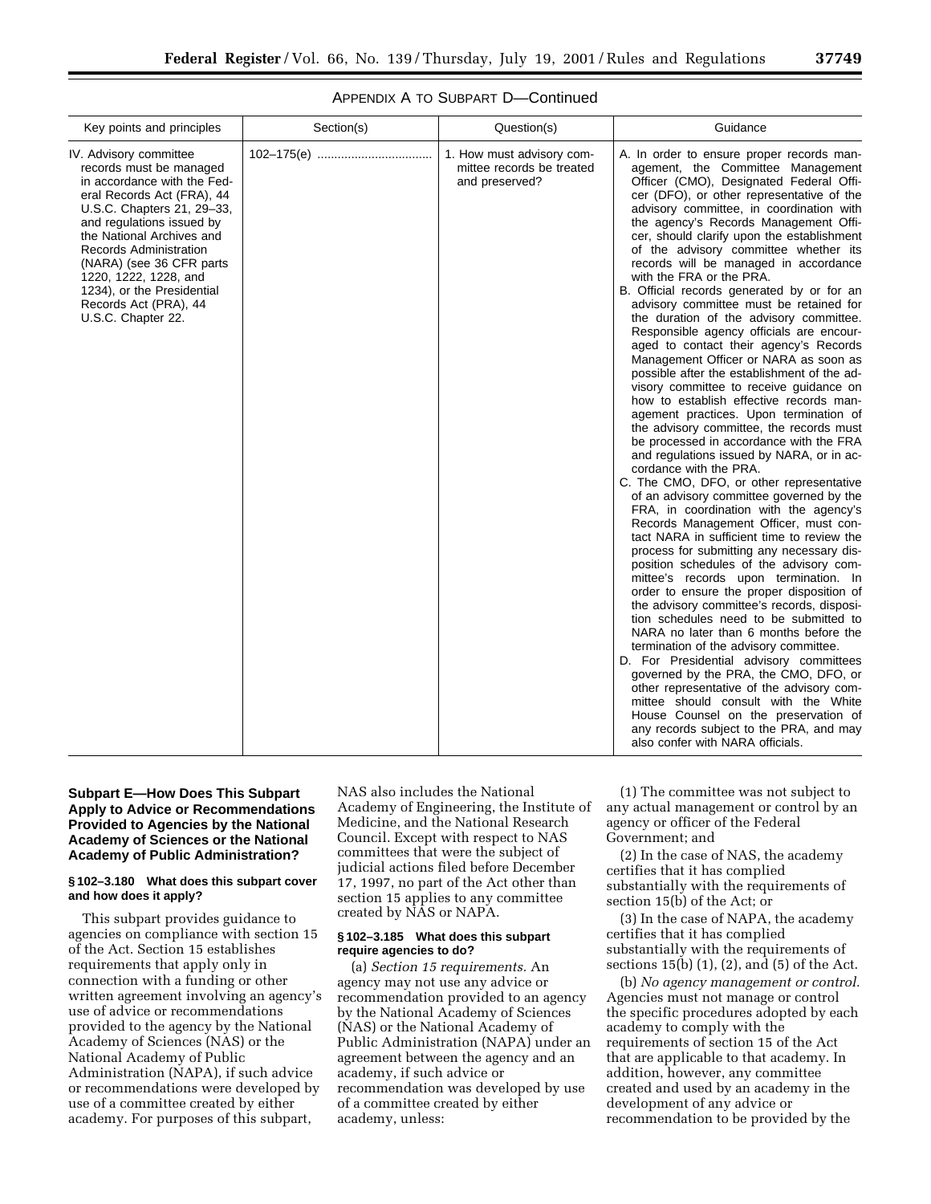APPENDIX A TO SUBPART D—Continued

| Key points and principles | Section(s) | Question(s) | Guidance |
|---|---|---|---|
| IV. Advisory committee records must be managed in accordance with the Federal Records Act (FRA), 44 U.S.C. Chapters 21, 29–33, and regulations issued by the National Archives and Records Administration (NARA) (see 36 CFR parts 1220, 1222, 1228, and 1234), or the Presidential Records Act (PRA), 44 U.S.C. Chapter 22. | 102–175(e) | 1. How must advisory committee records be treated and preserved? | A. In order to ensure proper records management, the Committee Management Officer (CMO), Designated Federal Officer (DFO), or other representative of the advisory committee, in coordination with the agency's Records Management Officer, should clarify upon the establishment of the advisory committee whether its records will be managed in accordance with the FRA or the PRA.<br>B. Official records generated by or for an advisory committee must be retained for the duration of the advisory committee. Responsible agency officials are encouraged to contact their agency's Records Management Officer or NARA as soon as possible after the establishment of the advisory committee to receive guidance on how to establish effective records management practices. Upon termination of the advisory committee, the records must be processed in accordance with the FRA and regulations issued by NARA, or in accordance with the PRA.<br>C. The CMO, DFO, or other representative of an advisory committee governed by the FRA, in coordination with the agency's Records Management Officer, must contact NARA in sufficient time to review the process for submitting any necessary disposition schedules of the advisory committee's records upon termination. In order to ensure the proper disposition of the advisory committee's records, disposition schedules need to be submitted to NARA no later than 6 months before the termination of the advisory committee.<br>D. For Presidential advisory committees governed by the PRA, the CMO, DFO, or other representative of the advisory committee should consult with the White House Counsel on the preservation of any records subject to the PRA, and may also confer with NARA officials. |

## Subpart E—How Does This Subpart Apply to Advice or Recommendations Provided to Agencies by the National Academy of Sciences or the National Academy of Public Administration?

### § 102–3.180 What does this subpart cover and how does it apply?

This subpart provides guidance to agencies on compliance with section 15 of the Act. Section 15 establishes requirements that apply only in connection with a funding or other written agreement involving an agency's use of advice or recommendations provided to the agency by the National Academy of Sciences (NAS) or the National Academy of Public Administration (NAPA), if such advice or recommendations were developed by use of a committee created by either academy. For purposes of this subpart, NAS also includes the National Academy of Engineering, the Institute of Medicine, and the National Research Council. Except with respect to NAS committees that were the subject of judicial actions filed before December 17, 1997, no part of the Act other than section 15 applies to any committee created by NAS or NAPA.

### § 102–3.185 What does this subpart require agencies to do?

(a) *Section 15 requirements.* An agency may not use any advice or recommendation provided to an agency by the National Academy of Sciences (NAS) or the National Academy of Public Administration (NAPA) under an agreement between the agency and an academy, if such advice or recommendation was developed by use of a committee created by either academy, unless:

(1) The committee was not subject to any actual management or control by an agency or officer of the Federal Government; and

(2) In the case of NAS, the academy certifies that it has complied substantially with the requirements of section 15(b) of the Act; or

(3) In the case of NAPA, the academy certifies that it has complied substantially with the requirements of sections 15(b) (1), (2), and (5) of the Act.

(b) *No agency management or control.* Agencies must not manage or control the specific procedures adopted by each academy to comply with the requirements of section 15 of the Act that are applicable to that academy. In addition, however, any committee created and used by an academy in the development of any advice or recommendation to be provided by the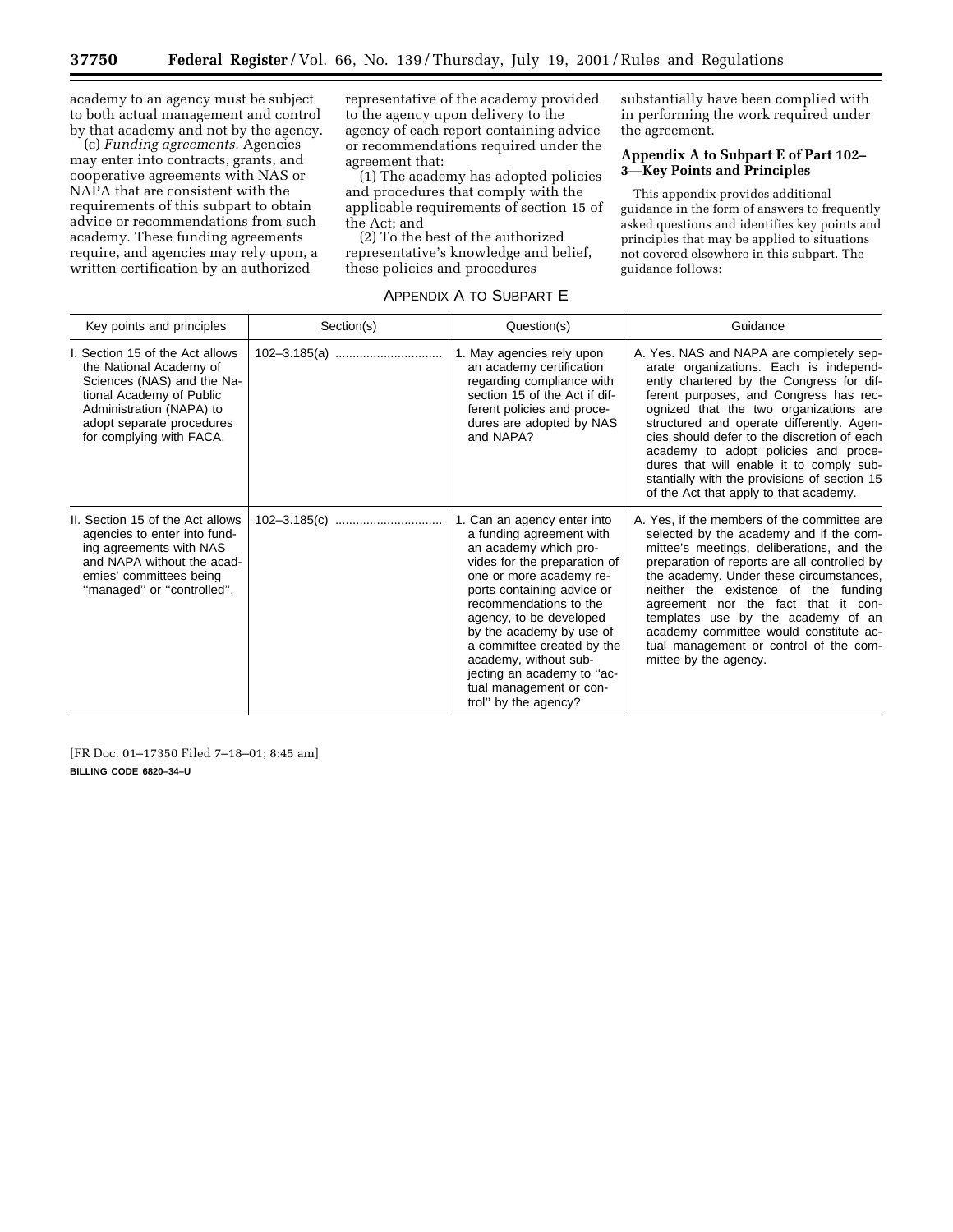academy to an agency must be subject to both actual management and control by that academy and not by the agency.

(c) *Funding agreements.* Agencies may enter into contracts, grants, and cooperative agreements with NAS or NAPA that are consistent with the requirements of this subpart to obtain advice or recommendations from such academy. These funding agreements require, and agencies may rely upon, a written certification by an authorized representative of the academy provided to the agency upon delivery to the agency of each report containing advice or recommendations required under the agreement that:

(1) The academy has adopted policies and procedures that comply with the applicable requirements of section 15 of the Act; and

(2) To the best of the authorized representative's knowledge and belief, these policies and procedures substantially have been complied with in performing the work required under the agreement.

### Appendix A to Subpart E of Part 102–3—Key Points and Principles

This appendix provides additional guidance in the form of answers to frequently asked questions and identifies key points and principles that may be applied to situations not covered elsewhere in this subpart. The guidance follows:

APPENDIX A TO SUBPART E

| Key points and principles | Section(s) | Question(s) | Guidance |
|---|---|---|---|
| I. Section 15 of the Act allows the National Academy of Sciences (NAS) and the National Academy of Public Administration (NAPA) to adopt separate procedures for complying with FACA. | 102–3.185(a) | 1. May agencies rely upon an academy certification regarding compliance with section 15 of the Act if different policies and procedures are adopted by NAS and NAPA? | A. Yes. NAS and NAPA are completely separate organizations. Each is independently chartered by the Congress for different purposes, and Congress has recognized that the two organizations are structured and operate differently. Agencies should defer to the discretion of each academy to adopt policies and procedures that will enable it to comply substantially with the provisions of section 15 of the Act that apply to that academy. |
| II. Section 15 of the Act allows agencies to enter into funding agreements with NAS and NAPA without the academies' committees being "managed" or "controlled". | 102–3.185(c) | 1. Can an agency enter into a funding agreement with an academy which provides for the preparation of one or more academy reports containing advice or recommendations to the agency, to be developed by the academy by use of a committee created by the academy, without subjecting an academy to "actual management or control" by the agency? | A. Yes, if the members of the committee are selected by the academy and if the committee's meetings, deliberations, and the preparation of reports are all controlled by the academy. Under these circumstances, neither the existence of the funding agreement nor the fact that it contemplates use by the academy of an academy committee would constitute actual management or control of the committee by the agency. |

[FR Doc. 01–17350 Filed 7–18–01; 8:45 am]

**BILLING CODE 6820–34–U**